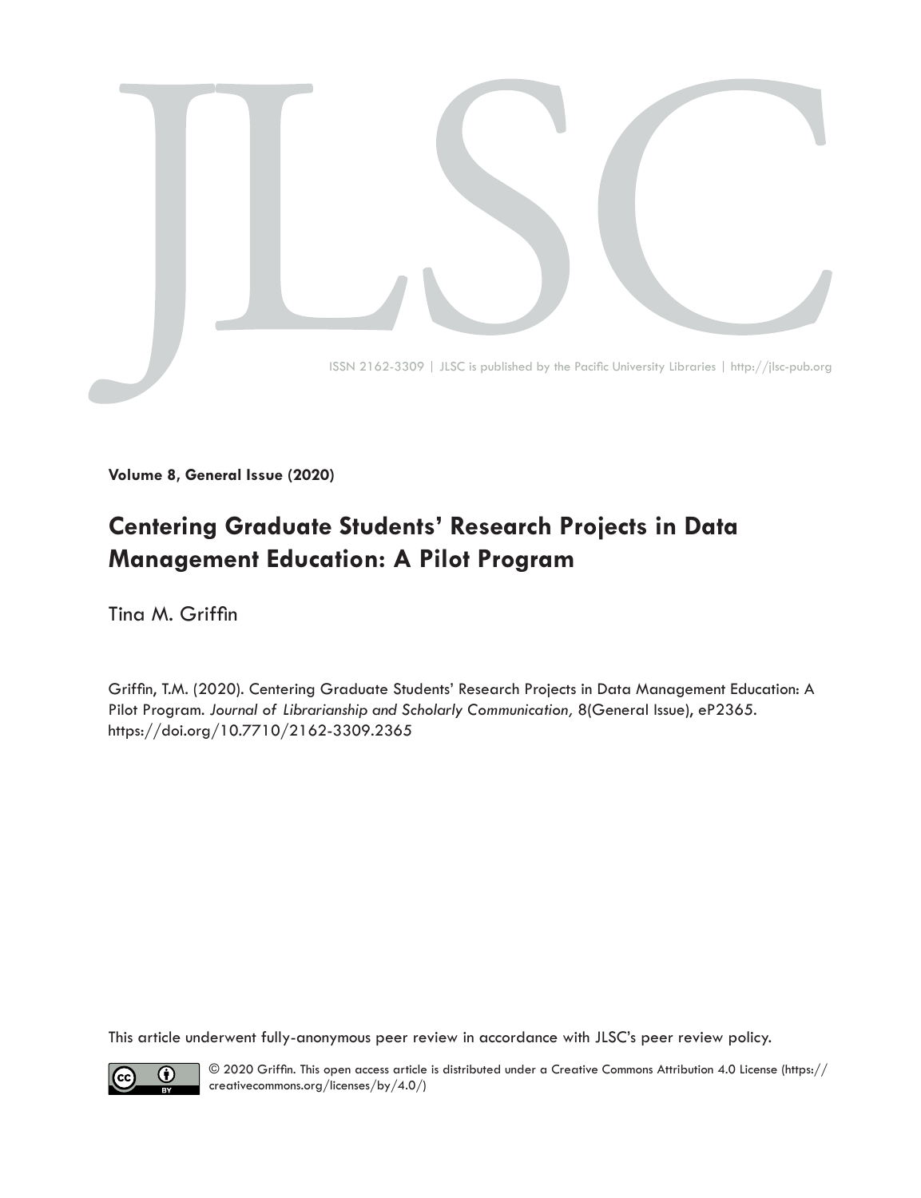JLSC

ISSN 2162-3309 | JLSC is published by the Pacific University Libraries | http://jlsc-pub.org

**Volume 8, General Issue (2020)**

# Centering Graduate Students' Research Projects in Data Management Education: A Pilot Program

Tina M. Griffin

Griffin, T.M. (2020). Centering Graduate Students' Research Projects in Data Management Education: A Pilot Program. *Journal of Librarianship and Scholarly Communication,* 8(General Issue), eP2365. https://doi.org/10.7710/2162-3309.2365

This article underwent fully-anonymous peer review in accordance with JLSC's peer review policy.

© 2020 Griffin. This open access article is distributed under a Creative Commons Attribution 4.0 License (https://creativecommons.org/licenses/by/4.0/)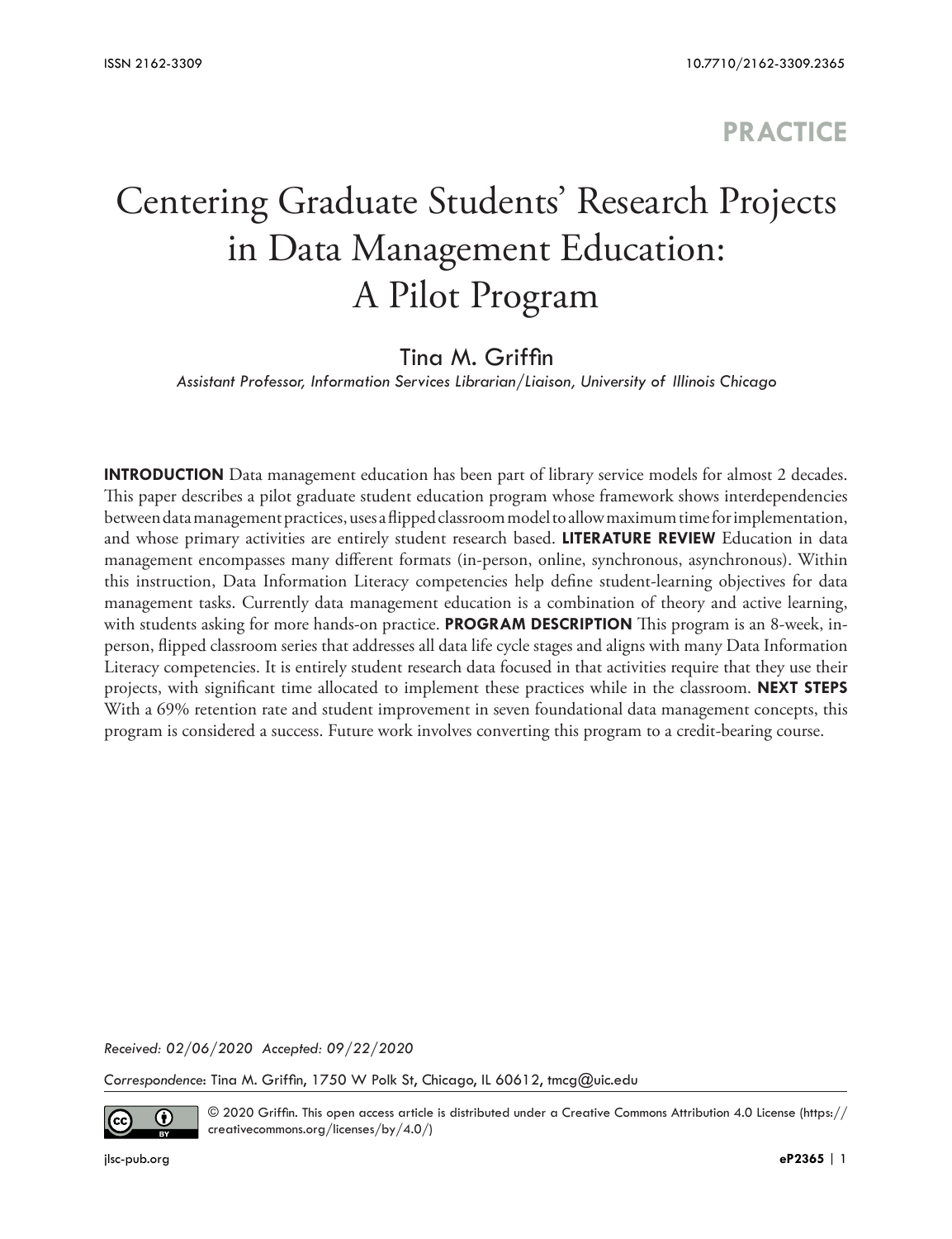PRACTICE

# Centering Graduate Students' Research Projects in Data Management Education: A Pilot Program

Tina M. Griffin

*Assistant Professor, Information Services Librarian/Liaison, University of Illinois Chicago*

**INTRODUCTION** Data management education has been part of library service models for almost 2 decades. This paper describes a pilot graduate student education program whose framework shows interdependencies between data management practices, uses a flipped classroom model to allow maximum time for implementation, and whose primary activities are entirely student research based. **LITERATURE REVIEW** Education in data management encompasses many different formats (in-person, online, synchronous, asynchronous). Within this instruction, Data Information Literacy competencies help define student-learning objectives for data management tasks. Currently data management education is a combination of theory and active learning, with students asking for more hands-on practice. **PROGRAM DESCRIPTION** This program is an 8-week, in-person, flipped classroom series that addresses all data life cycle stages and aligns with many Data Information Literacy competencies. It is entirely student research data focused in that activities require that they use their projects, with significant time allocated to implement these practices while in the classroom. **NEXT STEPS** With a 69% retention rate and student improvement in seven foundational data management concepts, this program is considered a success. Future work involves converting this program to a credit-bearing course.

*Received: 02/06/2020 Accepted: 09/22/2020*

*Correspondence*: Tina M. Griffin, 1750 W Polk St, Chicago, IL 60612, tmcg@uic.edu

© 2020 Griffin. This open access article is distributed under a Creative Commons Attribution 4.0 License (https://creativecommons.org/licenses/by/4.0/)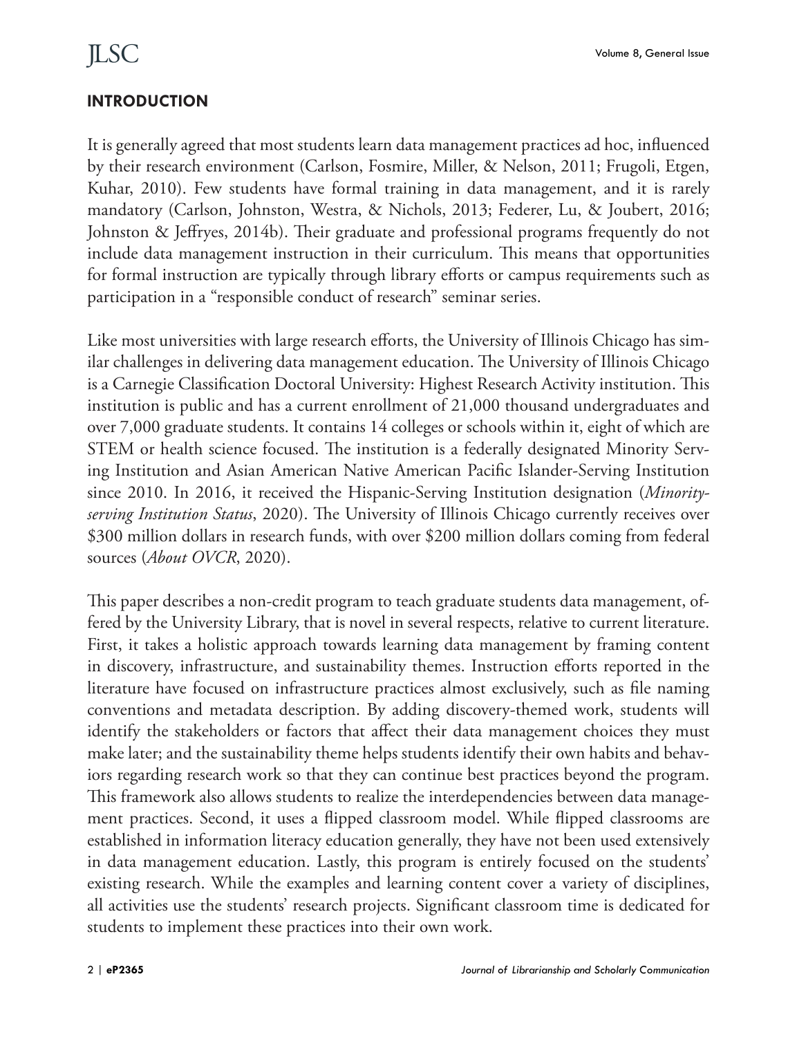## INTRODUCTION

It is generally agreed that most students learn data management practices ad hoc, influenced by their research environment (Carlson, Fosmire, Miller, & Nelson, 2011; Frugoli, Etgen, Kuhar, 2010). Few students have formal training in data management, and it is rarely mandatory (Carlson, Johnston, Westra, & Nichols, 2013; Federer, Lu, & Joubert, 2016; Johnston & Jeffryes, 2014b). Their graduate and professional programs frequently do not include data management instruction in their curriculum. This means that opportunities for formal instruction are typically through library efforts or campus requirements such as participation in a "responsible conduct of research" seminar series.

Like most universities with large research efforts, the University of Illinois Chicago has similar challenges in delivering data management education. The University of Illinois Chicago is a Carnegie Classification Doctoral University: Highest Research Activity institution. This institution is public and has a current enrollment of 21,000 thousand undergraduates and over 7,000 graduate students. It contains 14 colleges or schools within it, eight of which are STEM or health science focused. The institution is a federally designated Minority Serving Institution and Asian American Native American Pacific Islander-Serving Institution since 2010. In 2016, it received the Hispanic-Serving Institution designation (*Minority-serving Institution Status*, 2020). The University of Illinois Chicago currently receives over $300 million dollars in research funds, with over $200 million dollars coming from federal sources (*About OVCR*, 2020).

This paper describes a non-credit program to teach graduate students data management, offered by the University Library, that is novel in several respects, relative to current literature. First, it takes a holistic approach towards learning data management by framing content in discovery, infrastructure, and sustainability themes. Instruction efforts reported in the literature have focused on infrastructure practices almost exclusively, such as file naming conventions and metadata description. By adding discovery-themed work, students will identify the stakeholders or factors that affect their data management choices they must make later; and the sustainability theme helps students identify their own habits and behaviors regarding research work so that they can continue best practices beyond the program. This framework also allows students to realize the interdependencies between data management practices. Second, it uses a flipped classroom model. While flipped classrooms are established in information literacy education generally, they have not been used extensively in data management education. Lastly, this program is entirely focused on the students' existing research. While the examples and learning content cover a variety of disciplines, all activities use the students' research projects. Significant classroom time is dedicated for students to implement these practices into their own work.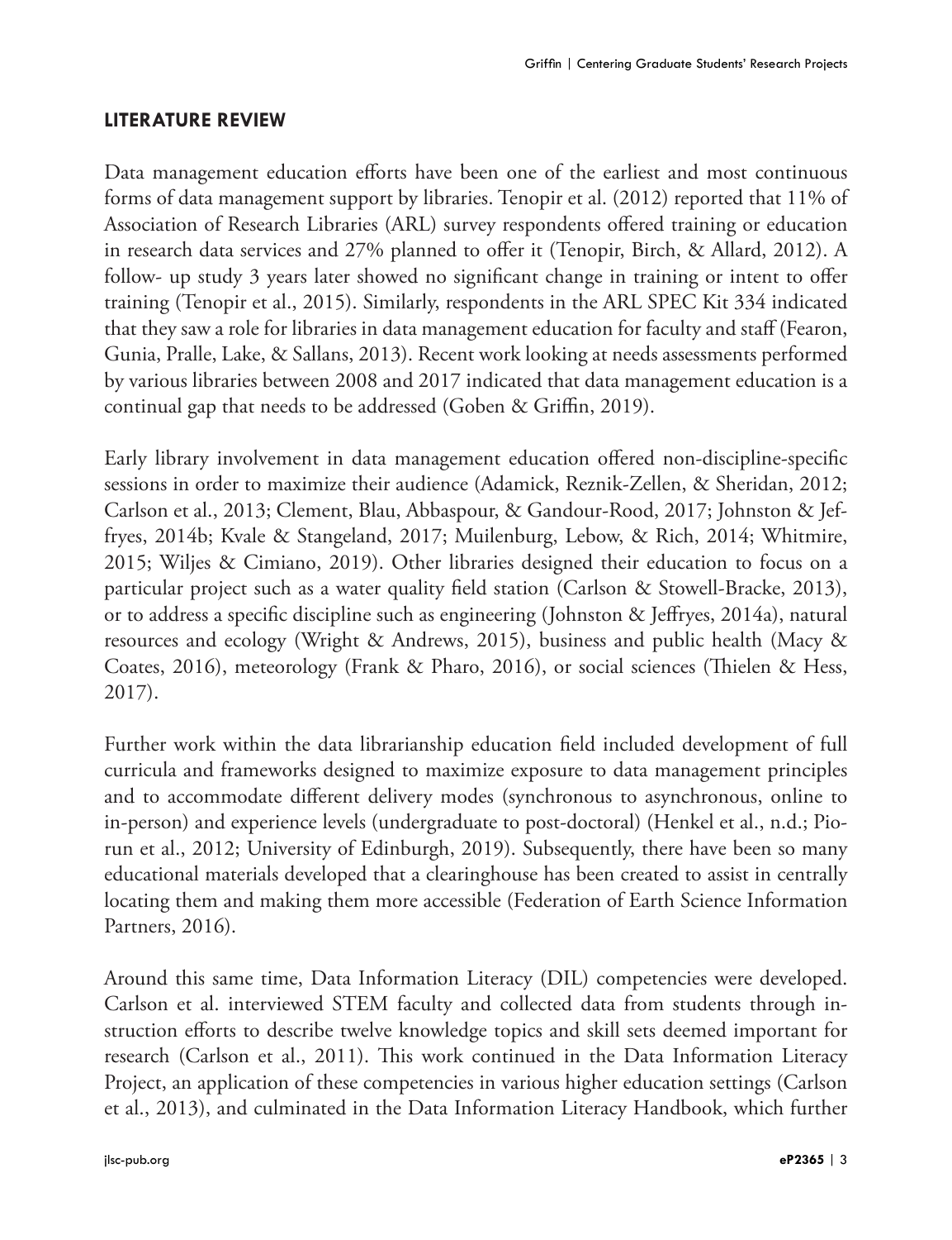## LITERATURE REVIEW

Data management education efforts have been one of the earliest and most continuous forms of data management support by libraries. Tenopir et al. (2012) reported that 11% of Association of Research Libraries (ARL) survey respondents offered training or education in research data services and 27% planned to offer it (Tenopir, Birch, & Allard, 2012). A follow- up study 3 years later showed no significant change in training or intent to offer training (Tenopir et al., 2015). Similarly, respondents in the ARL SPEC Kit 334 indicated that they saw a role for libraries in data management education for faculty and staff (Fearon, Gunia, Pralle, Lake, & Sallans, 2013). Recent work looking at needs assessments performed by various libraries between 2008 and 2017 indicated that data management education is a continual gap that needs to be addressed (Goben & Griffin, 2019).

Early library involvement in data management education offered non-discipline-specific sessions in order to maximize their audience (Adamick, Reznik-Zellen, & Sheridan, 2012; Carlson et al., 2013; Clement, Blau, Abbaspour, & Gandour-Rood, 2017; Johnston & Jeffryes, 2014b; Kvale & Stangeland, 2017; Muilenburg, Lebow, & Rich, 2014; Whitmire, 2015; Wiljes & Cimiano, 2019). Other libraries designed their education to focus on a particular project such as a water quality field station (Carlson & Stowell-Bracke, 2013), or to address a specific discipline such as engineering (Johnston & Jeffryes, 2014a), natural resources and ecology (Wright & Andrews, 2015), business and public health (Macy & Coates, 2016), meteorology (Frank & Pharo, 2016), or social sciences (Thielen & Hess, 2017).

Further work within the data librarianship education field included development of full curricula and frameworks designed to maximize exposure to data management principles and to accommodate different delivery modes (synchronous to asynchronous, online to in-person) and experience levels (undergraduate to post-doctoral) (Henkel et al., n.d.; Piorun et al., 2012; University of Edinburgh, 2019). Subsequently, there have been so many educational materials developed that a clearinghouse has been created to assist in centrally locating them and making them more accessible (Federation of Earth Science Information Partners, 2016).

Around this same time, Data Information Literacy (DIL) competencies were developed. Carlson et al. interviewed STEM faculty and collected data from students through instruction efforts to describe twelve knowledge topics and skill sets deemed important for research (Carlson et al., 2011). This work continued in the Data Information Literacy Project, an application of these competencies in various higher education settings (Carlson et al., 2013), and culminated in the Data Information Literacy Handbook, which further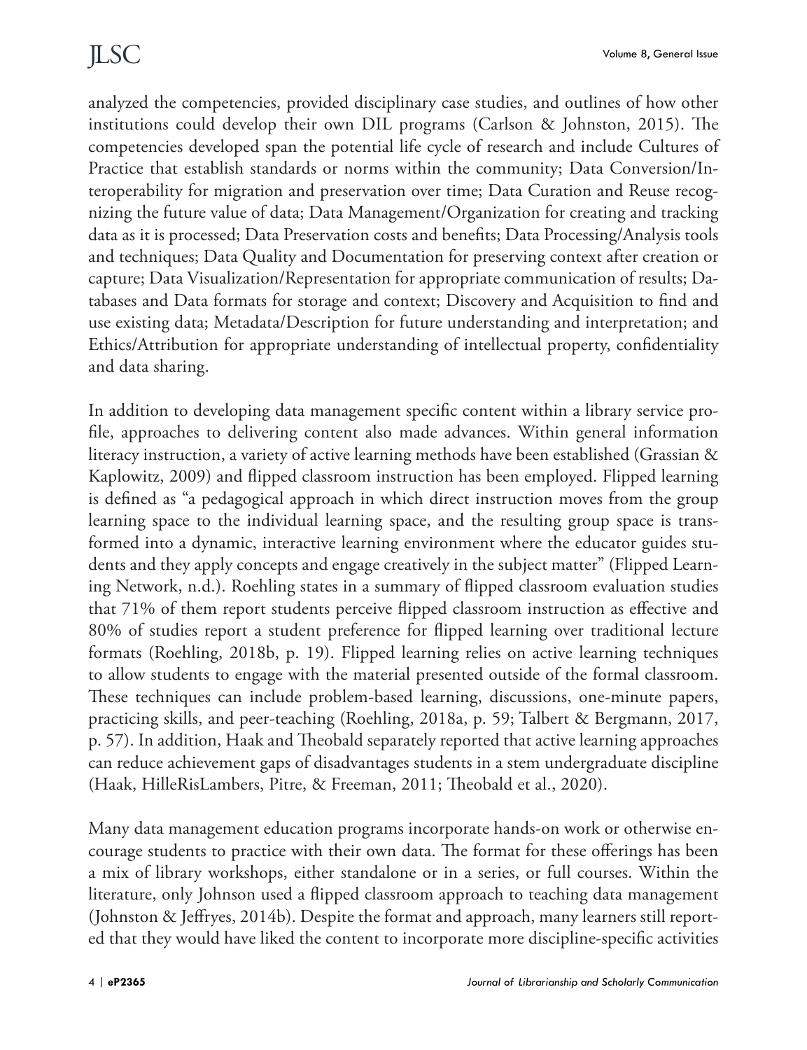analyzed the competencies, provided disciplinary case studies, and outlines of how other institutions could develop their own DIL programs (Carlson & Johnston, 2015). The competencies developed span the potential life cycle of research and include Cultures of Practice that establish standards or norms within the community; Data Conversion/Interoperability for migration and preservation over time; Data Curation and Reuse recognizing the future value of data; Data Management/Organization for creating and tracking data as it is processed; Data Preservation costs and benefits; Data Processing/Analysis tools and techniques; Data Quality and Documentation for preserving context after creation or capture; Data Visualization/Representation for appropriate communication of results; Databases and Data formats for storage and context; Discovery and Acquisition to find and use existing data; Metadata/Description for future understanding and interpretation; and Ethics/Attribution for appropriate understanding of intellectual property, confidentiality and data sharing.

In addition to developing data management specific content within a library service profile, approaches to delivering content also made advances. Within general information literacy instruction, a variety of active learning methods have been established (Grassian & Kaplowitz, 2009) and flipped classroom instruction has been employed. Flipped learning is defined as "a pedagogical approach in which direct instruction moves from the group learning space to the individual learning space, and the resulting group space is transformed into a dynamic, interactive learning environment where the educator guides students and they apply concepts and engage creatively in the subject matter" (Flipped Learning Network, n.d.). Roehling states in a summary of flipped classroom evaluation studies that 71% of them report students perceive flipped classroom instruction as effective and 80% of studies report a student preference for flipped learning over traditional lecture formats (Roehling, 2018b, p. 19). Flipped learning relies on active learning techniques to allow students to engage with the material presented outside of the formal classroom. These techniques can include problem-based learning, discussions, one-minute papers, practicing skills, and peer-teaching (Roehling, 2018a, p. 59; Talbert & Bergmann, 2017, p. 57). In addition, Haak and Theobald separately reported that active learning approaches can reduce achievement gaps of disadvantages students in a stem undergraduate discipline (Haak, HilleRisLambers, Pitre, & Freeman, 2011; Theobald et al., 2020).

Many data management education programs incorporate hands-on work or otherwise encourage students to practice with their own data. The format for these offerings has been a mix of library workshops, either standalone or in a series, or full courses. Within the literature, only Johnson used a flipped classroom approach to teaching data management (Johnston & Jeffryes, 2014b). Despite the format and approach, many learners still reported that they would have liked the content to incorporate more discipline-specific activities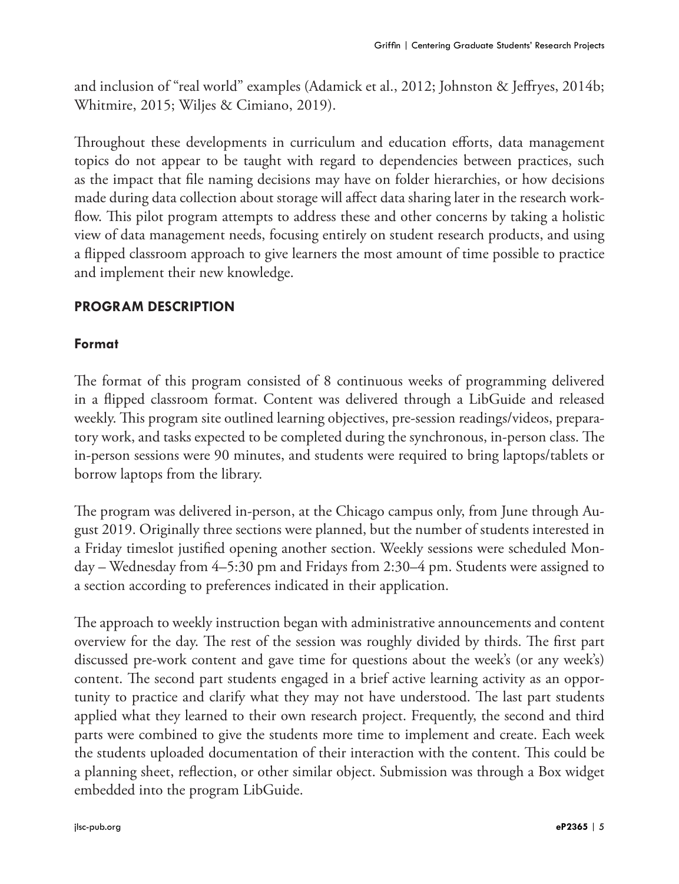and inclusion of "real world" examples (Adamick et al., 2012; Johnston & Jeffryes, 2014b; Whitmire, 2015; Wiljes & Cimiano, 2019).

Throughout these developments in curriculum and education efforts, data management topics do not appear to be taught with regard to dependencies between practices, such as the impact that file naming decisions may have on folder hierarchies, or how decisions made during data collection about storage will affect data sharing later in the research workflow. This pilot program attempts to address these and other concerns by taking a holistic view of data management needs, focusing entirely on student research products, and using a flipped classroom approach to give learners the most amount of time possible to practice and implement their new knowledge.

## PROGRAM DESCRIPTION

### Format

The format of this program consisted of 8 continuous weeks of programming delivered in a flipped classroom format. Content was delivered through a LibGuide and released weekly. This program site outlined learning objectives, pre-session readings/videos, preparatory work, and tasks expected to be completed during the synchronous, in-person class. The in-person sessions were 90 minutes, and students were required to bring laptops/tablets or borrow laptops from the library.

The program was delivered in-person, at the Chicago campus only, from June through August 2019. Originally three sections were planned, but the number of students interested in a Friday timeslot justified opening another section. Weekly sessions were scheduled Monday – Wednesday from 4–5:30 pm and Fridays from 2:30–4 pm. Students were assigned to a section according to preferences indicated in their application.

The approach to weekly instruction began with administrative announcements and content overview for the day. The rest of the session was roughly divided by thirds. The first part discussed pre-work content and gave time for questions about the week's (or any week's) content. The second part students engaged in a brief active learning activity as an opportunity to practice and clarify what they may not have understood. The last part students applied what they learned to their own research project. Frequently, the second and third parts were combined to give the students more time to implement and create. Each week the students uploaded documentation of their interaction with the content. This could be a planning sheet, reflection, or other similar object. Submission was through a Box widget embedded into the program LibGuide.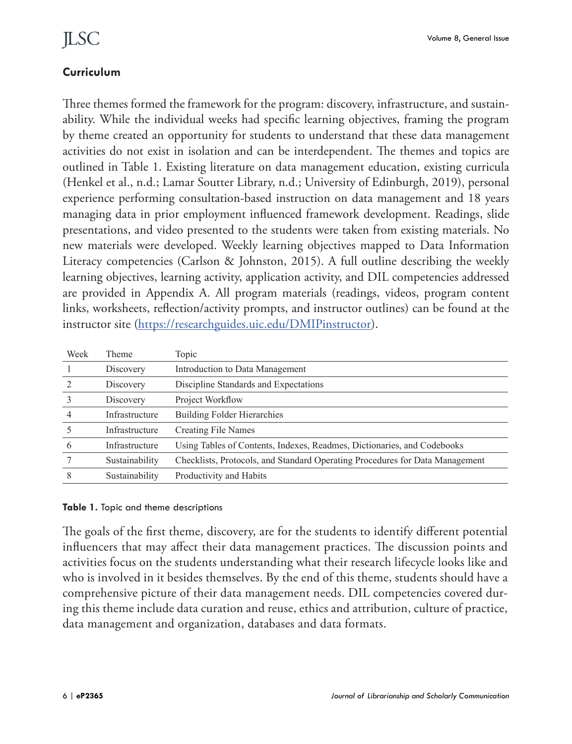## Curriculum

Three themes formed the framework for the program: discovery, infrastructure, and sustainability. While the individual weeks had specific learning objectives, framing the program by theme created an opportunity for students to understand that these data management activities do not exist in isolation and can be interdependent. The themes and topics are outlined in Table 1. Existing literature on data management education, existing curricula (Henkel et al., n.d.; Lamar Soutter Library, n.d.; University of Edinburgh, 2019), personal experience performing consultation-based instruction on data management and 18 years managing data in prior employment influenced framework development. Readings, slide presentations, and video presented to the students were taken from existing materials. No new materials were developed. Weekly learning objectives mapped to Data Information Literacy competencies (Carlson & Johnston, 2015). A full outline describing the weekly learning objectives, learning activity, application activity, and DIL competencies addressed are provided in Appendix A. All program materials (readings, videos, program content links, worksheets, reflection/activity prompts, and instructor outlines) can be found at the instructor site (https://researchguides.uic.edu/DMIPinstructor).

| Week | Theme | Topic |
|---|---|---|
| 1 | Discovery | Introduction to Data Management |
| 2 | Discovery | Discipline Standards and Expectations |
| 3 | Discovery | Project Workflow |
| 4 | Infrastructure | Building Folder Hierarchies |
| 5 | Infrastructure | Creating File Names |
| 6 | Infrastructure | Using Tables of Contents, Indexes, Readmes, Dictionaries, and Codebooks |
| 7 | Sustainability | Checklists, Protocols, and Standard Operating Procedures for Data Management |
| 8 | Sustainability | Productivity and Habits |

**Table 1.** Topic and theme descriptions

The goals of the first theme, discovery, are for the students to identify different potential influencers that may affect their data management practices. The discussion points and activities focus on the students understanding what their research lifecycle looks like and who is involved in it besides themselves. By the end of this theme, students should have a comprehensive picture of their data management needs. DIL competencies covered during this theme include data curation and reuse, ethics and attribution, culture of practice, data management and organization, databases and data formats.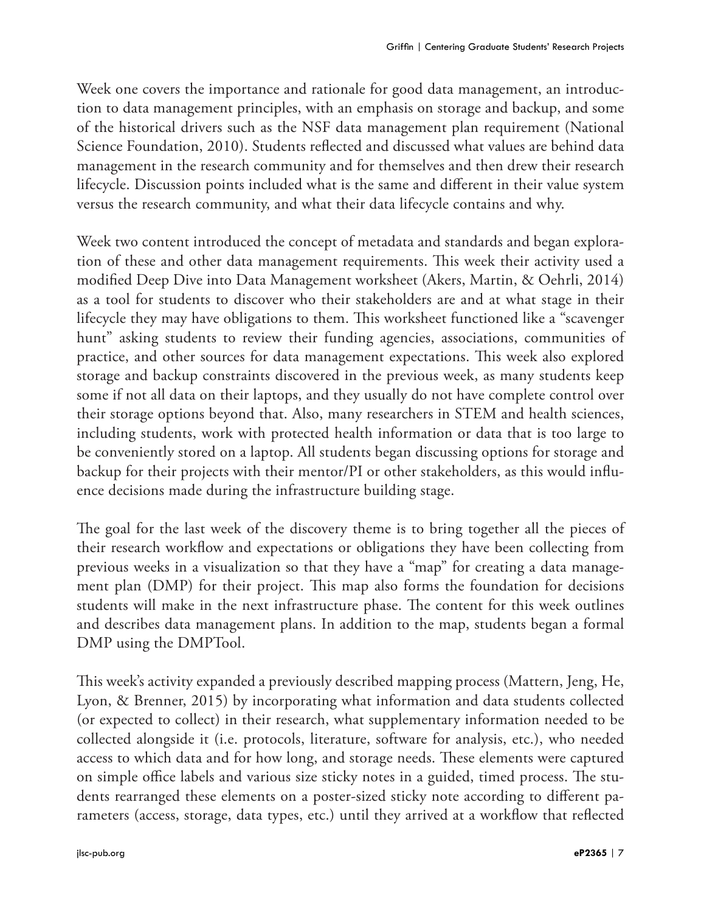Week one covers the importance and rationale for good data management, an introduction to data management principles, with an emphasis on storage and backup, and some of the historical drivers such as the NSF data management plan requirement (National Science Foundation, 2010). Students reflected and discussed what values are behind data management in the research community and for themselves and then drew their research lifecycle. Discussion points included what is the same and different in their value system versus the research community, and what their data lifecycle contains and why.

Week two content introduced the concept of metadata and standards and began exploration of these and other data management requirements. This week their activity used a modified Deep Dive into Data Management worksheet (Akers, Martin, & Oehrli, 2014) as a tool for students to discover who their stakeholders are and at what stage in their lifecycle they may have obligations to them. This worksheet functioned like a "scavenger hunt" asking students to review their funding agencies, associations, communities of practice, and other sources for data management expectations. This week also explored storage and backup constraints discovered in the previous week, as many students keep some if not all data on their laptops, and they usually do not have complete control over their storage options beyond that. Also, many researchers in STEM and health sciences, including students, work with protected health information or data that is too large to be conveniently stored on a laptop. All students began discussing options for storage and backup for their projects with their mentor/PI or other stakeholders, as this would influence decisions made during the infrastructure building stage.

The goal for the last week of the discovery theme is to bring together all the pieces of their research workflow and expectations or obligations they have been collecting from previous weeks in a visualization so that they have a "map" for creating a data management plan (DMP) for their project. This map also forms the foundation for decisions students will make in the next infrastructure phase. The content for this week outlines and describes data management plans. In addition to the map, students began a formal DMP using the DMPTool.

This week's activity expanded a previously described mapping process (Mattern, Jeng, He, Lyon, & Brenner, 2015) by incorporating what information and data students collected (or expected to collect) in their research, what supplementary information needed to be collected alongside it (i.e. protocols, literature, software for analysis, etc.), who needed access to which data and for how long, and storage needs. These elements were captured on simple office labels and various size sticky notes in a guided, timed process. The students rearranged these elements on a poster-sized sticky note according to different parameters (access, storage, data types, etc.) until they arrived at a workflow that reflected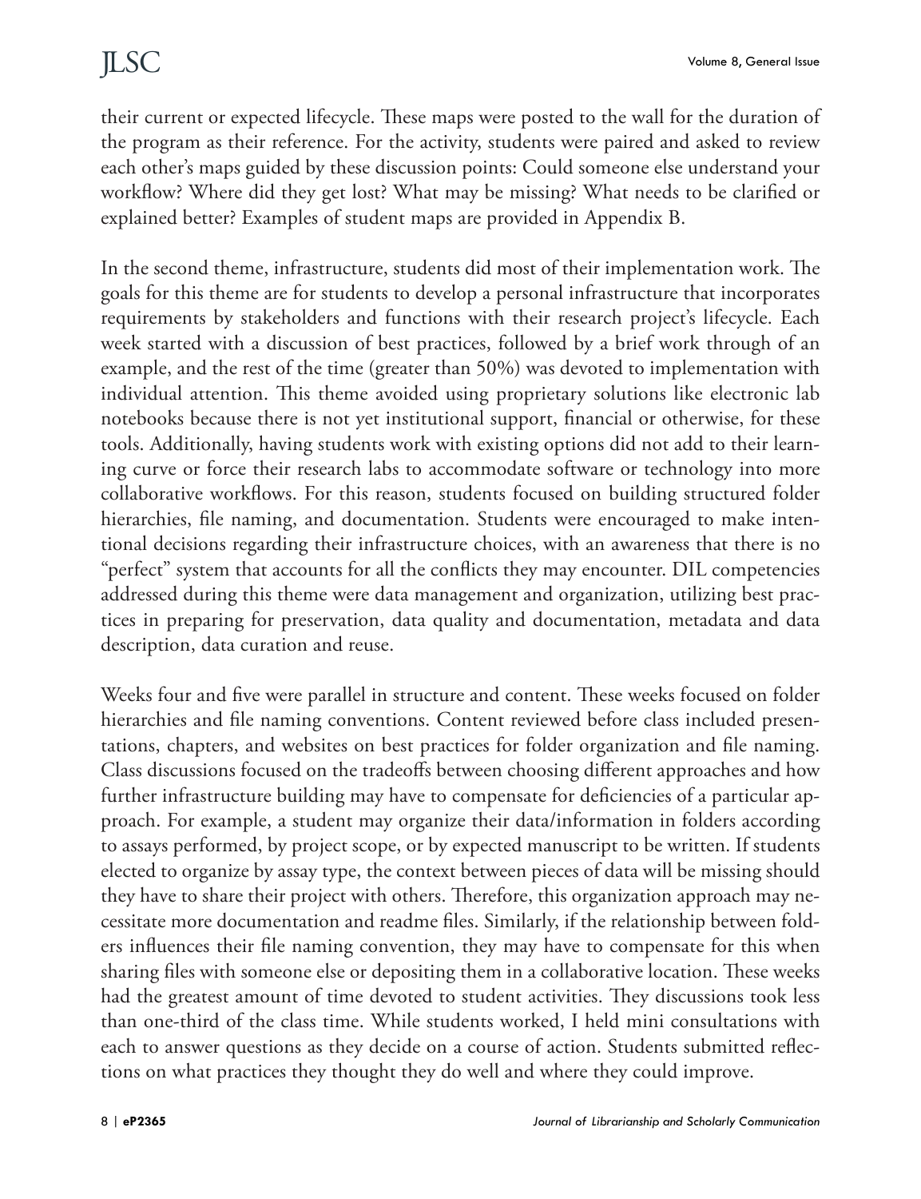their current or expected lifecycle. These maps were posted to the wall for the duration of the program as their reference. For the activity, students were paired and asked to review each other's maps guided by these discussion points: Could someone else understand your workflow? Where did they get lost? What may be missing? What needs to be clarified or explained better? Examples of student maps are provided in Appendix B.

In the second theme, infrastructure, students did most of their implementation work. The goals for this theme are for students to develop a personal infrastructure that incorporates requirements by stakeholders and functions with their research project's lifecycle. Each week started with a discussion of best practices, followed by a brief work through of an example, and the rest of the time (greater than 50%) was devoted to implementation with individual attention. This theme avoided using proprietary solutions like electronic lab notebooks because there is not yet institutional support, financial or otherwise, for these tools. Additionally, having students work with existing options did not add to their learning curve or force their research labs to accommodate software or technology into more collaborative workflows. For this reason, students focused on building structured folder hierarchies, file naming, and documentation. Students were encouraged to make intentional decisions regarding their infrastructure choices, with an awareness that there is no "perfect" system that accounts for all the conflicts they may encounter. DIL competencies addressed during this theme were data management and organization, utilizing best practices in preparing for preservation, data quality and documentation, metadata and data description, data curation and reuse.

Weeks four and five were parallel in structure and content. These weeks focused on folder hierarchies and file naming conventions. Content reviewed before class included presentations, chapters, and websites on best practices for folder organization and file naming. Class discussions focused on the tradeoffs between choosing different approaches and how further infrastructure building may have to compensate for deficiencies of a particular approach. For example, a student may organize their data/information in folders according to assays performed, by project scope, or by expected manuscript to be written. If students elected to organize by assay type, the context between pieces of data will be missing should they have to share their project with others. Therefore, this organization approach may necessitate more documentation and readme files. Similarly, if the relationship between folders influences their file naming convention, they may have to compensate for this when sharing files with someone else or depositing them in a collaborative location. These weeks had the greatest amount of time devoted to student activities. They discussions took less than one-third of the class time. While students worked, I held mini consultations with each to answer questions as they decide on a course of action. Students submitted reflections on what practices they thought they do well and where they could improve.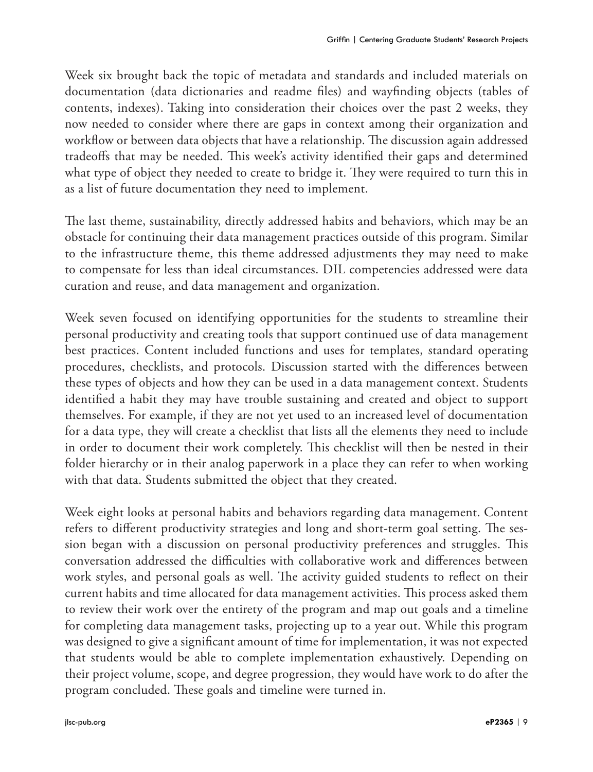Week six brought back the topic of metadata and standards and included materials on documentation (data dictionaries and readme files) and wayfinding objects (tables of contents, indexes). Taking into consideration their choices over the past 2 weeks, they now needed to consider where there are gaps in context among their organization and workflow or between data objects that have a relationship. The discussion again addressed tradeoffs that may be needed. This week's activity identified their gaps and determined what type of object they needed to create to bridge it. They were required to turn this in as a list of future documentation they need to implement.

The last theme, sustainability, directly addressed habits and behaviors, which may be an obstacle for continuing their data management practices outside of this program. Similar to the infrastructure theme, this theme addressed adjustments they may need to make to compensate for less than ideal circumstances. DIL competencies addressed were data curation and reuse, and data management and organization.

Week seven focused on identifying opportunities for the students to streamline their personal productivity and creating tools that support continued use of data management best practices. Content included functions and uses for templates, standard operating procedures, checklists, and protocols. Discussion started with the differences between these types of objects and how they can be used in a data management context. Students identified a habit they may have trouble sustaining and created and object to support themselves. For example, if they are not yet used to an increased level of documentation for a data type, they will create a checklist that lists all the elements they need to include in order to document their work completely. This checklist will then be nested in their folder hierarchy or in their analog paperwork in a place they can refer to when working with that data. Students submitted the object that they created.

Week eight looks at personal habits and behaviors regarding data management. Content refers to different productivity strategies and long and short-term goal setting. The session began with a discussion on personal productivity preferences and struggles. This conversation addressed the difficulties with collaborative work and differences between work styles, and personal goals as well. The activity guided students to reflect on their current habits and time allocated for data management activities. This process asked them to review their work over the entirety of the program and map out goals and a timeline for completing data management tasks, projecting up to a year out. While this program was designed to give a significant amount of time for implementation, it was not expected that students would be able to complete implementation exhaustively. Depending on their project volume, scope, and degree progression, they would have work to do after the program concluded. These goals and timeline were turned in.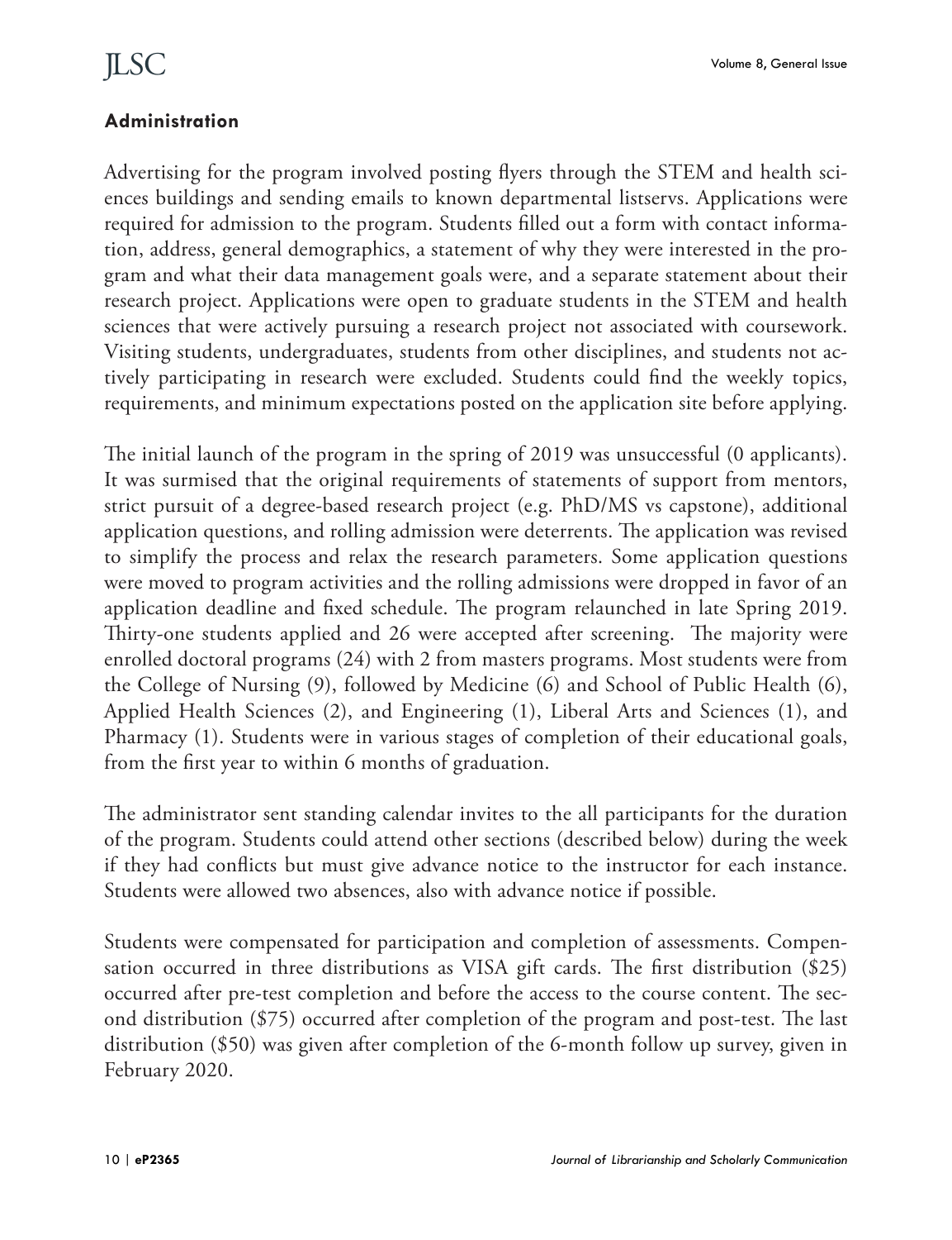### Administration

Advertising for the program involved posting flyers through the STEM and health sciences buildings and sending emails to known departmental listservs. Applications were required for admission to the program. Students filled out a form with contact information, address, general demographics, a statement of why they were interested in the program and what their data management goals were, and a separate statement about their research project. Applications were open to graduate students in the STEM and health sciences that were actively pursuing a research project not associated with coursework. Visiting students, undergraduates, students from other disciplines, and students not actively participating in research were excluded. Students could find the weekly topics, requirements, and minimum expectations posted on the application site before applying.

The initial launch of the program in the spring of 2019 was unsuccessful (0 applicants). It was surmised that the original requirements of statements of support from mentors, strict pursuit of a degree-based research project (e.g. PhD/MS vs capstone), additional application questions, and rolling admission were deterrents. The application was revised to simplify the process and relax the research parameters. Some application questions were moved to program activities and the rolling admissions were dropped in favor of an application deadline and fixed schedule. The program relaunched in late Spring 2019. Thirty-one students applied and 26 were accepted after screening. The majority were enrolled doctoral programs (24) with 2 from masters programs. Most students were from the College of Nursing (9), followed by Medicine (6) and School of Public Health (6), Applied Health Sciences (2), and Engineering (1), Liberal Arts and Sciences (1), and Pharmacy (1). Students were in various stages of completion of their educational goals, from the first year to within 6 months of graduation.

The administrator sent standing calendar invites to the all participants for the duration of the program. Students could attend other sections (described below) during the week if they had conflicts but must give advance notice to the instructor for each instance. Students were allowed two absences, also with advance notice if possible.

Students were compensated for participation and completion of assessments. Compensation occurred in three distributions as VISA gift cards. The first distribution ($25) occurred after pre-test completion and before the access to the course content. The second distribution ($75) occurred after completion of the program and post-test. The last distribution ($50) was given after completion of the 6-month follow up survey, given in February 2020.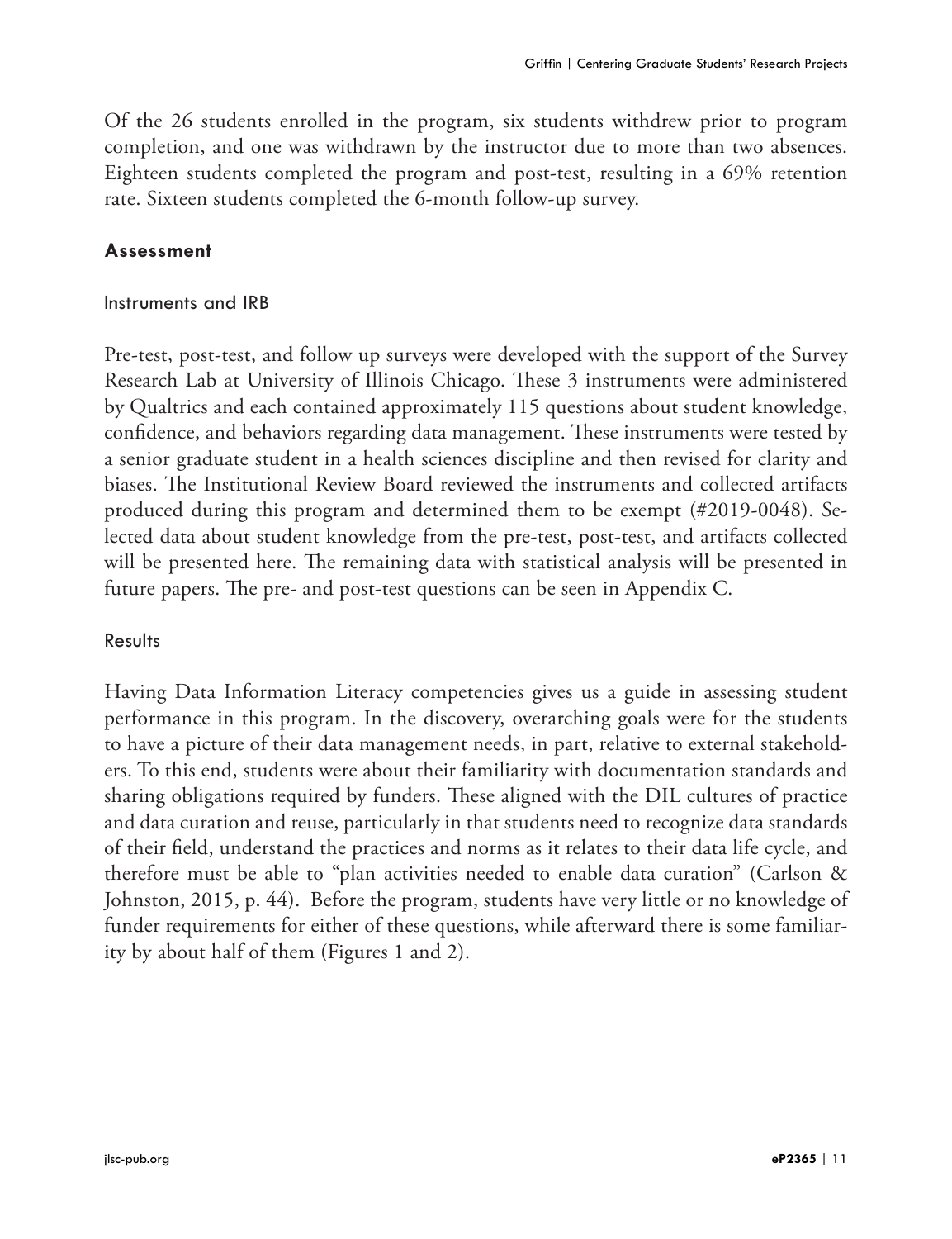Of the 26 students enrolled in the program, six students withdrew prior to program completion, and one was withdrawn by the instructor due to more than two absences. Eighteen students completed the program and post-test, resulting in a 69% retention rate. Sixteen students completed the 6-month follow-up survey.

## Assessment

### Instruments and IRB

Pre-test, post-test, and follow up surveys were developed with the support of the Survey Research Lab at University of Illinois Chicago. These 3 instruments were administered by Qualtrics and each contained approximately 115 questions about student knowledge, confidence, and behaviors regarding data management. These instruments were tested by a senior graduate student in a health sciences discipline and then revised for clarity and biases. The Institutional Review Board reviewed the instruments and collected artifacts produced during this program and determined them to be exempt (#2019-0048). Selected data about student knowledge from the pre-test, post-test, and artifacts collected will be presented here. The remaining data with statistical analysis will be presented in future papers. The pre- and post-test questions can be seen in Appendix C.

### Results

Having Data Information Literacy competencies gives us a guide in assessing student performance in this program. In the discovery, overarching goals were for the students to have a picture of their data management needs, in part, relative to external stakeholders. To this end, students were about their familiarity with documentation standards and sharing obligations required by funders. These aligned with the DIL cultures of practice and data curation and reuse, particularly in that students need to recognize data standards of their field, understand the practices and norms as it relates to their data life cycle, and therefore must be able to "plan activities needed to enable data curation" (Carlson & Johnston, 2015, p. 44). Before the program, students have very little or no knowledge of funder requirements for either of these questions, while afterward there is some familiarity by about half of them (Figures 1 and 2).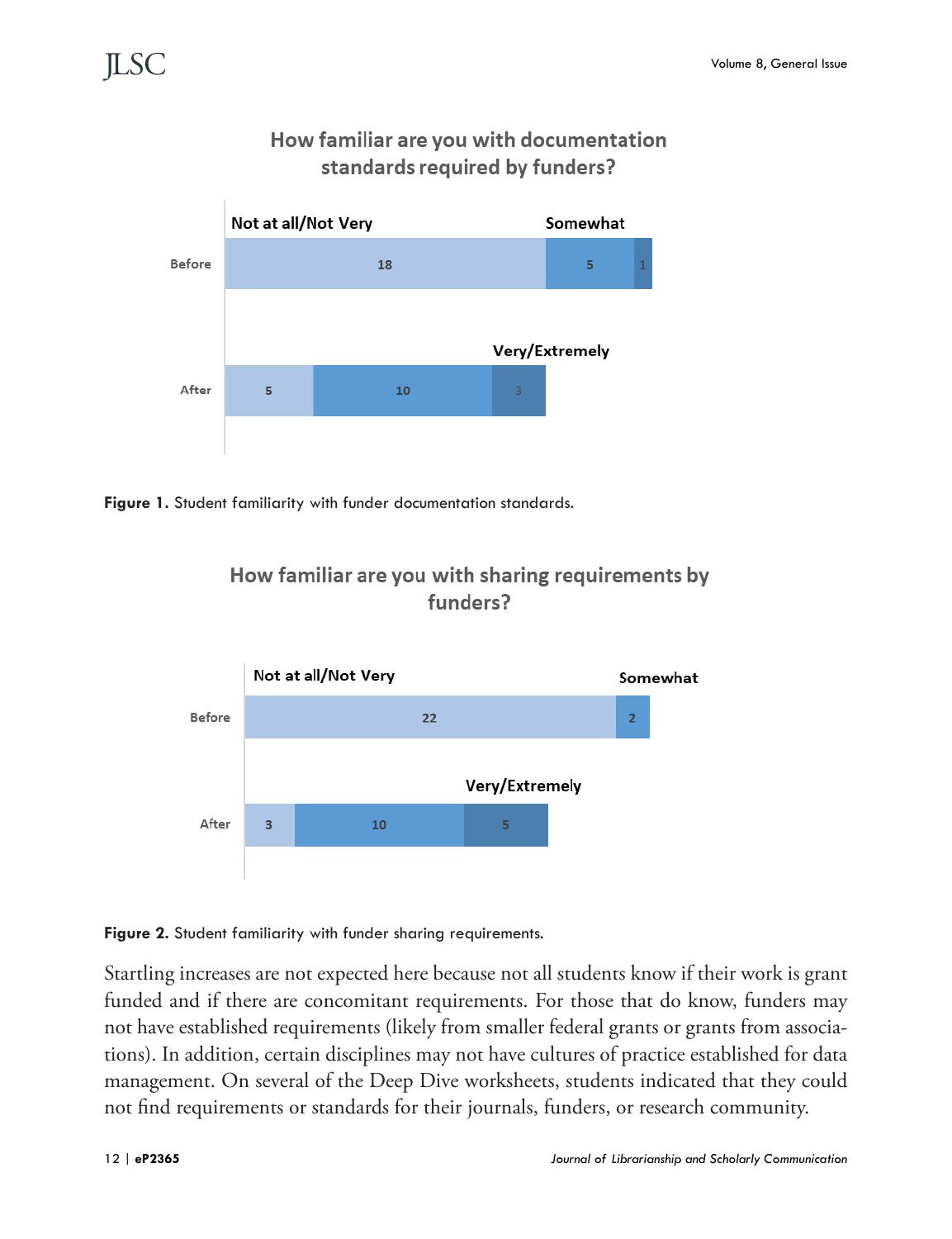**How familiar are you with documentation standards required by funders?**

| | Not at all/Not Very | Somewhat | Very/Extremely |
|---|---|---|---|
| Before | 18 | 5 | 1 |
| After | 5 | 10 | 3 |

**Figure 1.** Student familiarity with funder documentation standards.

**How familiar are you with sharing requirements by funders?**

| | Not at all/Not Very | Somewhat | Very/Extremely |
|---|---|---|---|
| Before | 22 | 2 | |
| After | 3 | 10 | 5 |

**Figure 2.** Student familiarity with funder sharing requirements.

Startling increases are not expected here because not all students know if their work is grant funded and if there are concomitant requirements. For those that do know, funders may not have established requirements (likely from smaller federal grants or grants from associations). In addition, certain disciplines may not have cultures of practice established for data management. On several of the Deep Dive worksheets, students indicated that they could not find requirements or standards for their journals, funders, or research community.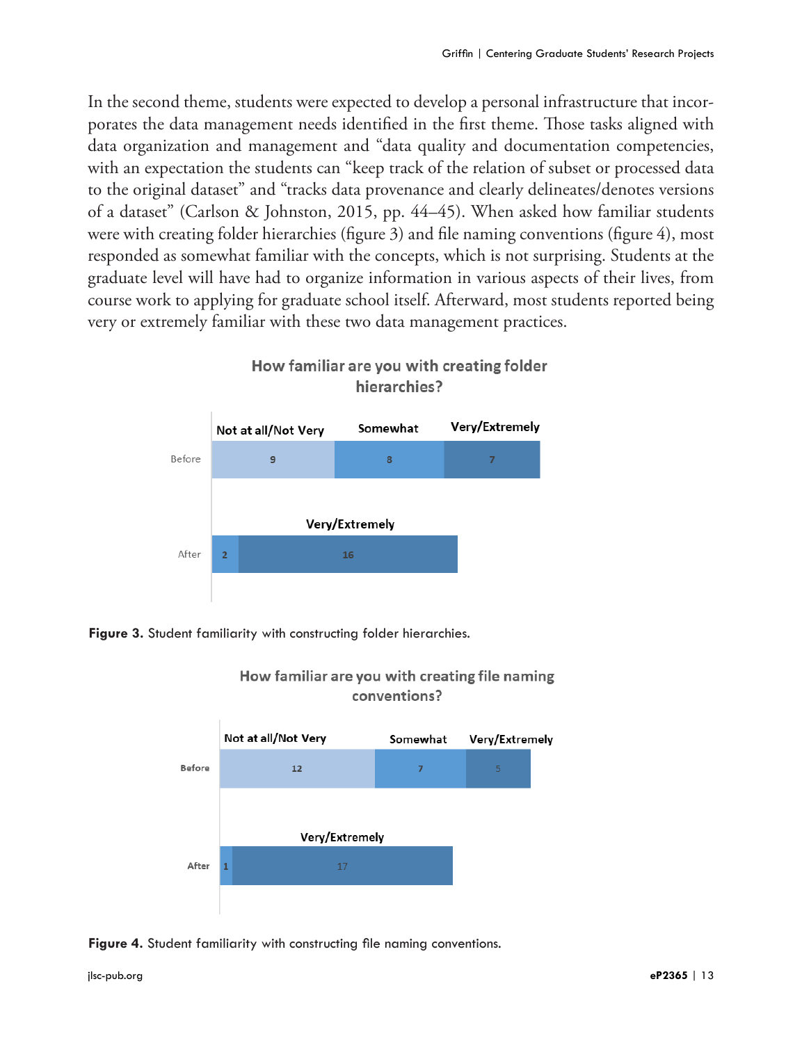In the second theme, students were expected to develop a personal infrastructure that incorporates the data management needs identified in the first theme. Those tasks aligned with data organization and management and "data quality and documentation competencies, with an expectation the students can "keep track of the relation of subset or processed data to the original dataset" and "tracks data provenance and clearly delineates/denotes versions of a dataset" (Carlson & Johnston, 2015, pp. 44–45). When asked how familiar students were with creating folder hierarchies (figure 3) and file naming conventions (figure 4), most responded as somewhat familiar with the concepts, which is not surprising. Students at the graduate level will have had to organize information in various aspects of their lives, from course work to applying for graduate school itself. Afterward, most students reported being very or extremely familiar with these two data management practices.

**How familiar are you with creating folder hierarchies?**

| | Not at all/Not Very | Somewhat | Very/Extremely |
|---|---|---|---|
| Before | 9 | 8 | 7 |
| After | | 2 | 16 |

**Figure 3.** Student familiarity with constructing folder hierarchies.

**How familiar are you with creating file naming conventions?**

| | Not at all/Not Very | Somewhat | Very/Extremely |
|---|---|---|---|
| Before | 12 | 7 | 5 |
| After | | 1 | 17 |

**Figure 4.** Student familiarity with constructing file naming conventions.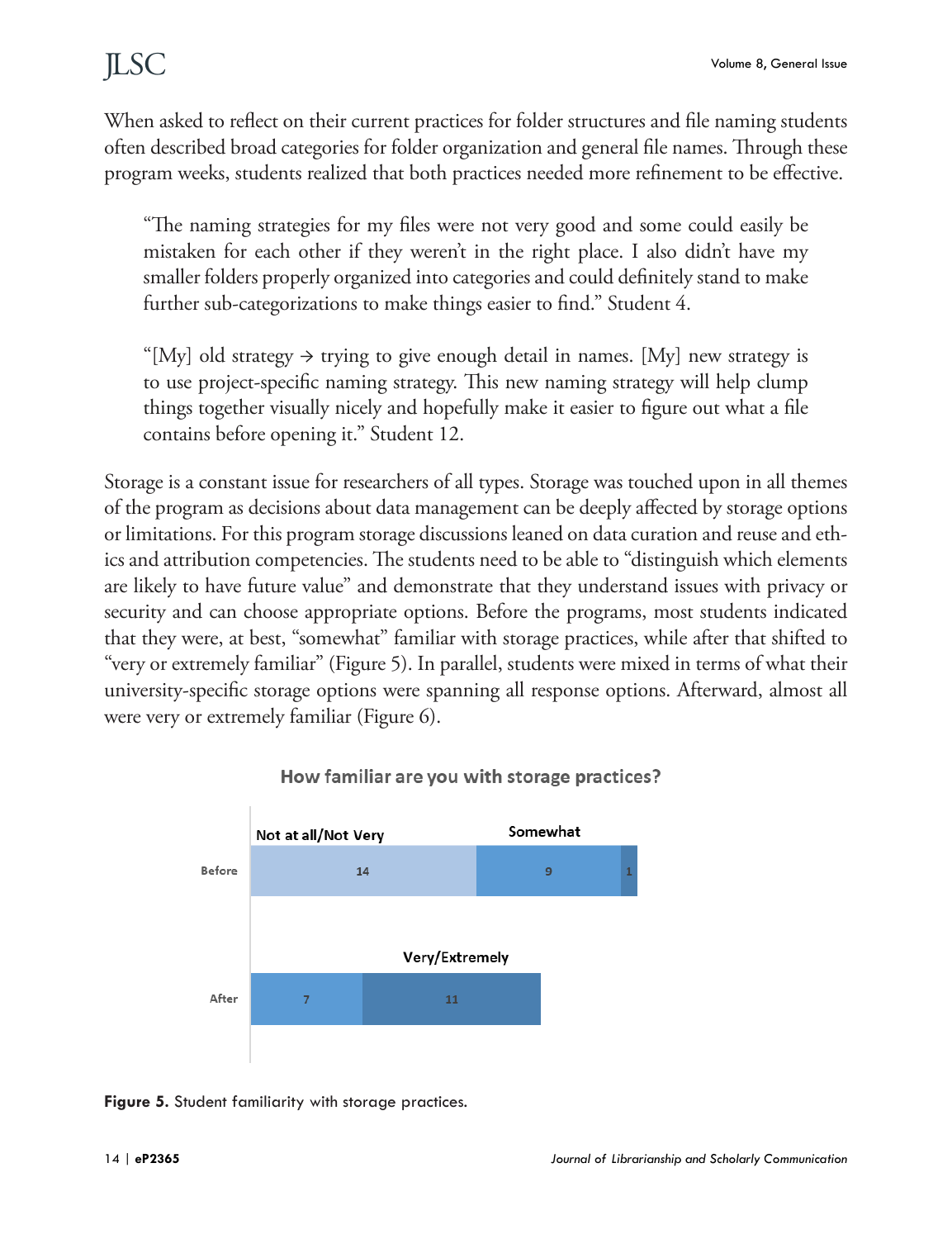When asked to reflect on their current practices for folder structures and file naming students often described broad categories for folder organization and general file names. Through these program weeks, students realized that both practices needed more refinement to be effective.

> "The naming strategies for my files were not very good and some could easily be mistaken for each other if they weren't in the right place. I also didn't have my smaller folders properly organized into categories and could definitely stand to make further sub-categorizations to make things easier to find." Student 4.

> "[My] old strategy → trying to give enough detail in names. [My] new strategy is to use project-specific naming strategy. This new naming strategy will help clump things together visually nicely and hopefully make it easier to figure out what a file contains before opening it." Student 12.

Storage is a constant issue for researchers of all types. Storage was touched upon in all themes of the program as decisions about data management can be deeply affected by storage options or limitations. For this program storage discussions leaned on data curation and reuse and ethics and attribution competencies. The students need to be able to "distinguish which elements are likely to have future value" and demonstrate that they understand issues with privacy or security and can choose appropriate options. Before the programs, most students indicated that they were, at best, "somewhat" familiar with storage practices, while after that shifted to "very or extremely familiar" (Figure 5). In parallel, students were mixed in terms of what their university-specific storage options were spanning all response options. Afterward, almost all were very or extremely familiar (Figure 6).

**How familiar are you with storage practices?**

| | Not at all/Not Very | Somewhat | Very/Extremely |
|---|---|---|---|
| Before | 14 | 9 | 1 |
| After | | 7 | 11 |

**Figure 5.** Student familiarity with storage practices.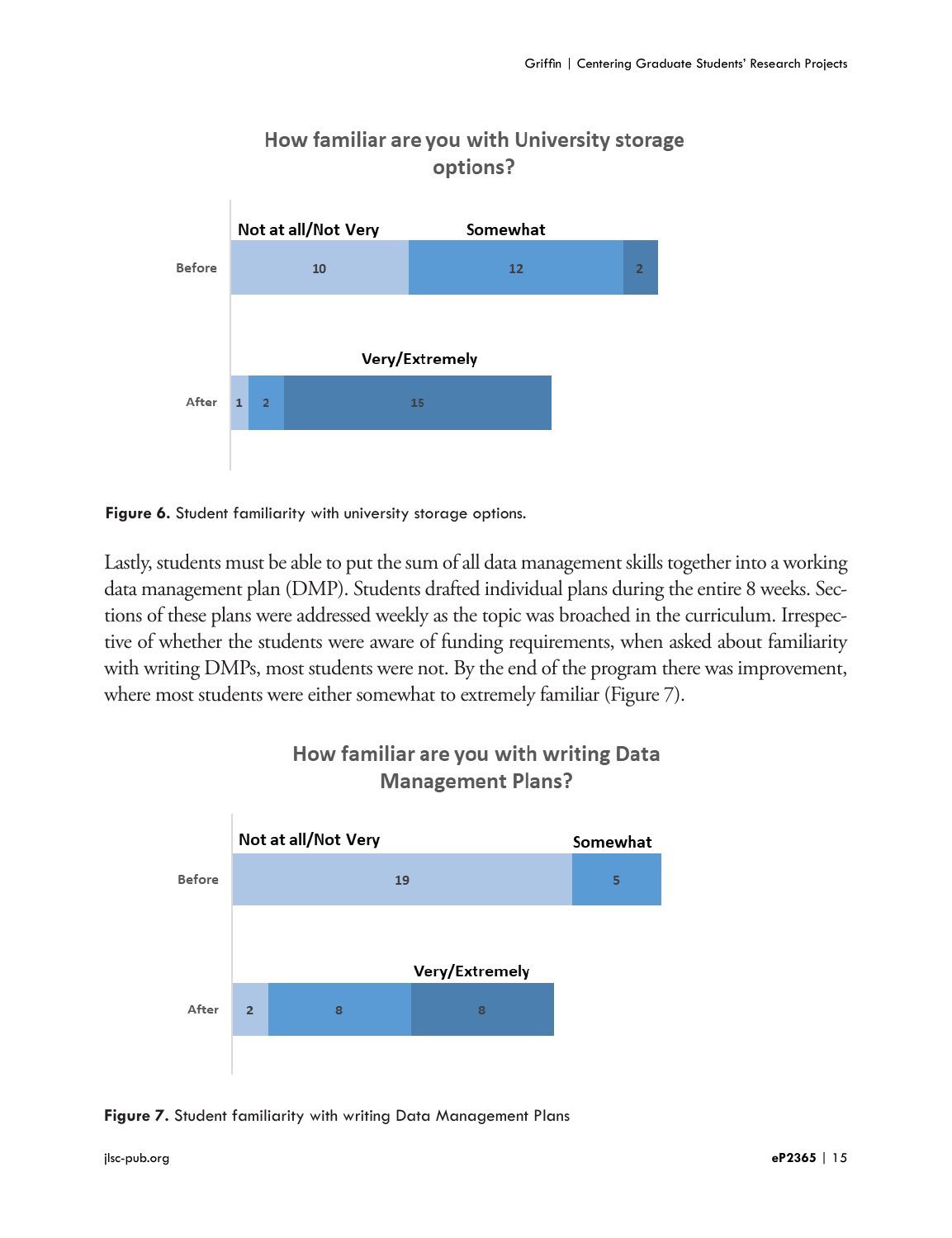**Figure 6.** Student familiarity with university storage options.

Lastly, students must be able to put the sum of all data management skills together into a working data management plan (DMP). Students drafted individual plans during the entire 8 weeks. Sections of these plans were addressed weekly as the topic was broached in the curriculum. Irrespective of whether the students were aware of funding requirements, when asked about familiarity with writing DMPs, most students were not. By the end of the program there was improvement, where most students were either somewhat to extremely familiar (Figure 7).

**Figure 7.** Student familiarity with writing Data Management Plans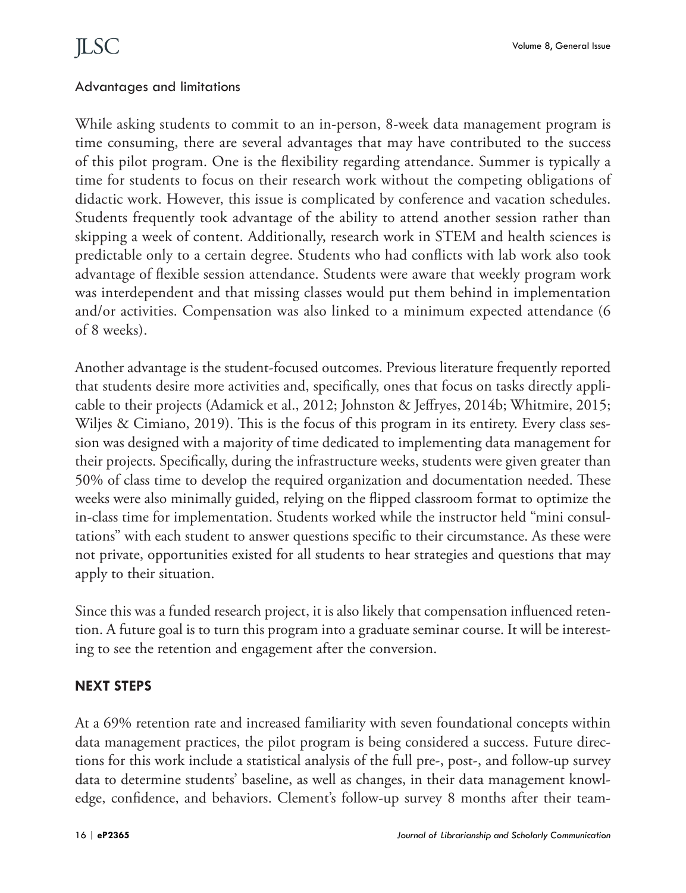### Advantages and limitations

While asking students to commit to an in-person, 8-week data management program is time consuming, there are several advantages that may have contributed to the success of this pilot program. One is the flexibility regarding attendance. Summer is typically a time for students to focus on their research work without the competing obligations of didactic work. However, this issue is complicated by conference and vacation schedules. Students frequently took advantage of the ability to attend another session rather than skipping a week of content. Additionally, research work in STEM and health sciences is predictable only to a certain degree. Students who had conflicts with lab work also took advantage of flexible session attendance. Students were aware that weekly program work was interdependent and that missing classes would put them behind in implementation and/or activities. Compensation was also linked to a minimum expected attendance (6 of 8 weeks).

Another advantage is the student-focused outcomes. Previous literature frequently reported that students desire more activities and, specifically, ones that focus on tasks directly applicable to their projects (Adamick et al., 2012; Johnston & Jeffryes, 2014b; Whitmire, 2015; Wiljes & Cimiano, 2019). This is the focus of this program in its entirety. Every class session was designed with a majority of time dedicated to implementing data management for their projects. Specifically, during the infrastructure weeks, students were given greater than 50% of class time to develop the required organization and documentation needed. These weeks were also minimally guided, relying on the flipped classroom format to optimize the in-class time for implementation. Students worked while the instructor held "mini consultations" with each student to answer questions specific to their circumstance. As these were not private, opportunities existed for all students to hear strategies and questions that may apply to their situation.

Since this was a funded research project, it is also likely that compensation influenced retention. A future goal is to turn this program into a graduate seminar course. It will be interesting to see the retention and engagement after the conversion.

## NEXT STEPS

At a 69% retention rate and increased familiarity with seven foundational concepts within data management practices, the pilot program is being considered a success. Future directions for this work include a statistical analysis of the full pre-, post-, and follow-up survey data to determine students' baseline, as well as changes, in their data management knowledge, confidence, and behaviors. Clement's follow-up survey 8 months after their team-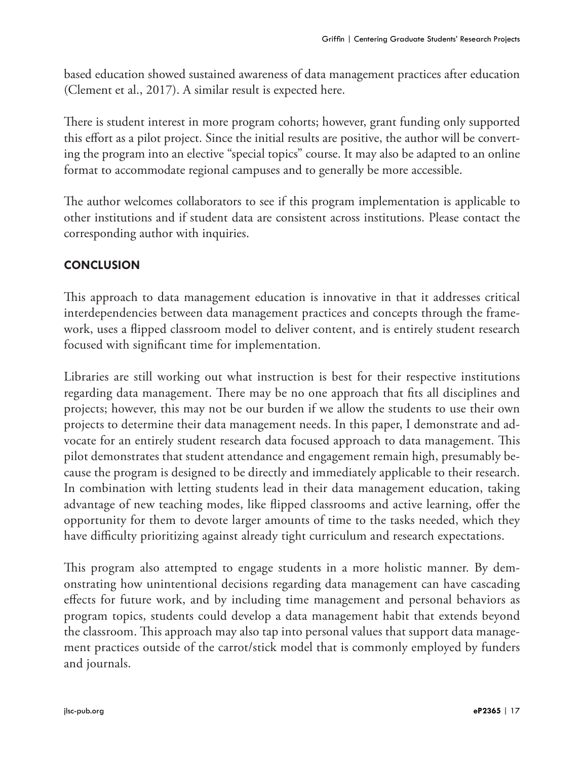based education showed sustained awareness of data management practices after education (Clement et al., 2017). A similar result is expected here.

There is student interest in more program cohorts; however, grant funding only supported this effort as a pilot project. Since the initial results are positive, the author will be converting the program into an elective "special topics" course. It may also be adapted to an online format to accommodate regional campuses and to generally be more accessible.

The author welcomes collaborators to see if this program implementation is applicable to other institutions and if student data are consistent across institutions. Please contact the corresponding author with inquiries.

## CONCLUSION

This approach to data management education is innovative in that it addresses critical interdependencies between data management practices and concepts through the framework, uses a flipped classroom model to deliver content, and is entirely student research focused with significant time for implementation.

Libraries are still working out what instruction is best for their respective institutions regarding data management. There may be no one approach that fits all disciplines and projects; however, this may not be our burden if we allow the students to use their own projects to determine their data management needs. In this paper, I demonstrate and advocate for an entirely student research data focused approach to data management. This pilot demonstrates that student attendance and engagement remain high, presumably because the program is designed to be directly and immediately applicable to their research. In combination with letting students lead in their data management education, taking advantage of new teaching modes, like flipped classrooms and active learning, offer the opportunity for them to devote larger amounts of time to the tasks needed, which they have difficulty prioritizing against already tight curriculum and research expectations.

This program also attempted to engage students in a more holistic manner. By demonstrating how unintentional decisions regarding data management can have cascading effects for future work, and by including time management and personal behaviors as program topics, students could develop a data management habit that extends beyond the classroom. This approach may also tap into personal values that support data management practices outside of the carrot/stick model that is commonly employed by funders and journals.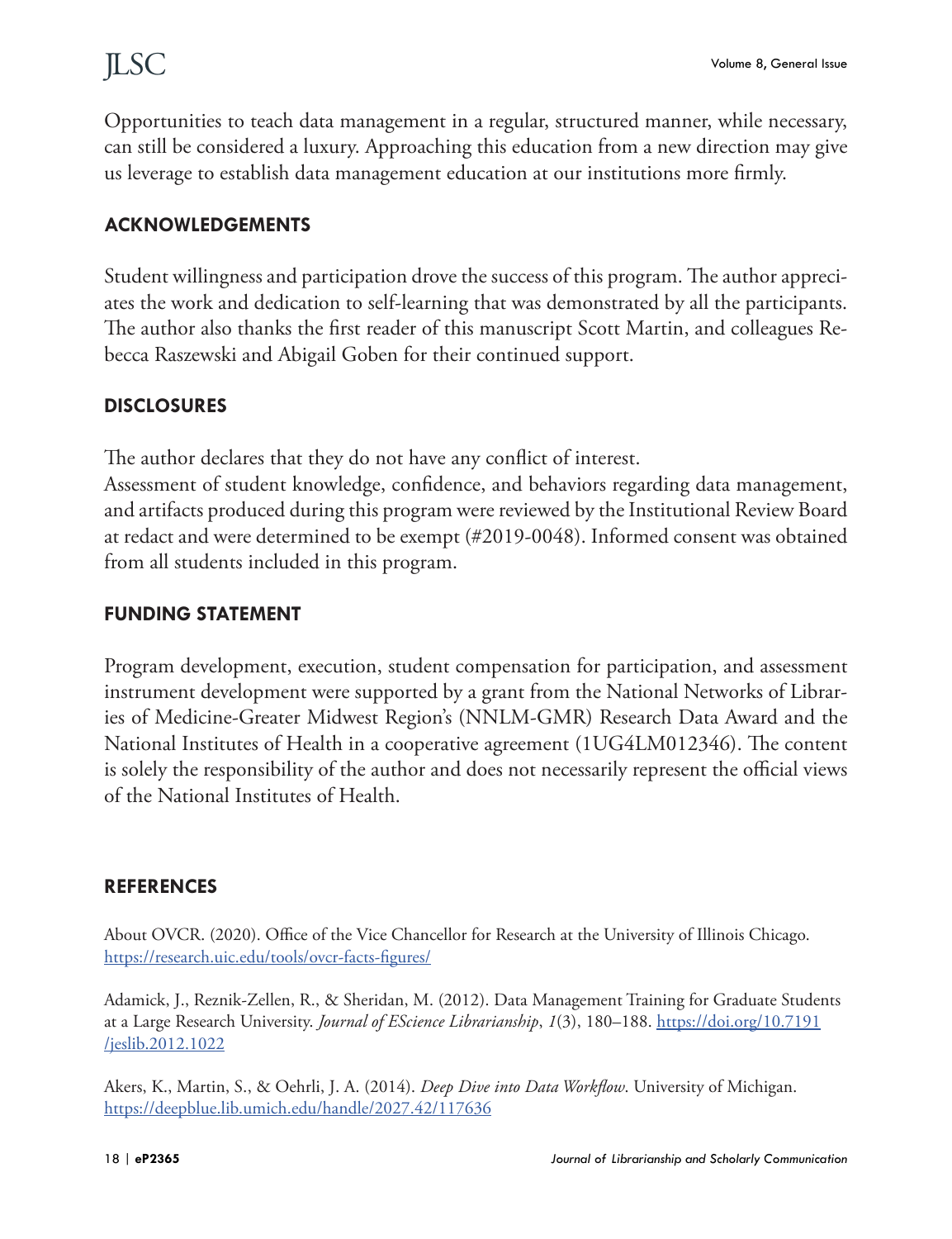Opportunities to teach data management in a regular, structured manner, while necessary, can still be considered a luxury. Approaching this education from a new direction may give us leverage to establish data management education at our institutions more firmly.

## ACKNOWLEDGEMENTS

Student willingness and participation drove the success of this program. The author appreciates the work and dedication to self-learning that was demonstrated by all the participants. The author also thanks the first reader of this manuscript Scott Martin, and colleagues Rebecca Raszewski and Abigail Goben for their continued support.

## DISCLOSURES

The author declares that they do not have any conflict of interest.
Assessment of student knowledge, confidence, and behaviors regarding data management, and artifacts produced during this program were reviewed by the Institutional Review Board at redact and were determined to be exempt (#2019-0048). Informed consent was obtained from all students included in this program.

## FUNDING STATEMENT

Program development, execution, student compensation for participation, and assessment instrument development were supported by a grant from the National Networks of Libraries of Medicine-Greater Midwest Region's (NNLM-GMR) Research Data Award and the National Institutes of Health in a cooperative agreement (1UG4LM012346). The content is solely the responsibility of the author and does not necessarily represent the official views of the National Institutes of Health.

## REFERENCES

About OVCR. (2020). Office of the Vice Chancellor for Research at the University of Illinois Chicago. https://research.uic.edu/tools/ovcr-facts-figures/

Adamick, J., Reznik-Zellen, R., & Sheridan, M. (2012). Data Management Training for Graduate Students at a Large Research University. *Journal of EScience Librarianship*, *1*(3), 180–188. https://doi.org/10.7191/jeslib.2012.1022

Akers, K., Martin, S., & Oehrli, J. A. (2014). *Deep Dive into Data Workflow*. University of Michigan. https://deepblue.lib.umich.edu/handle/2027.42/117636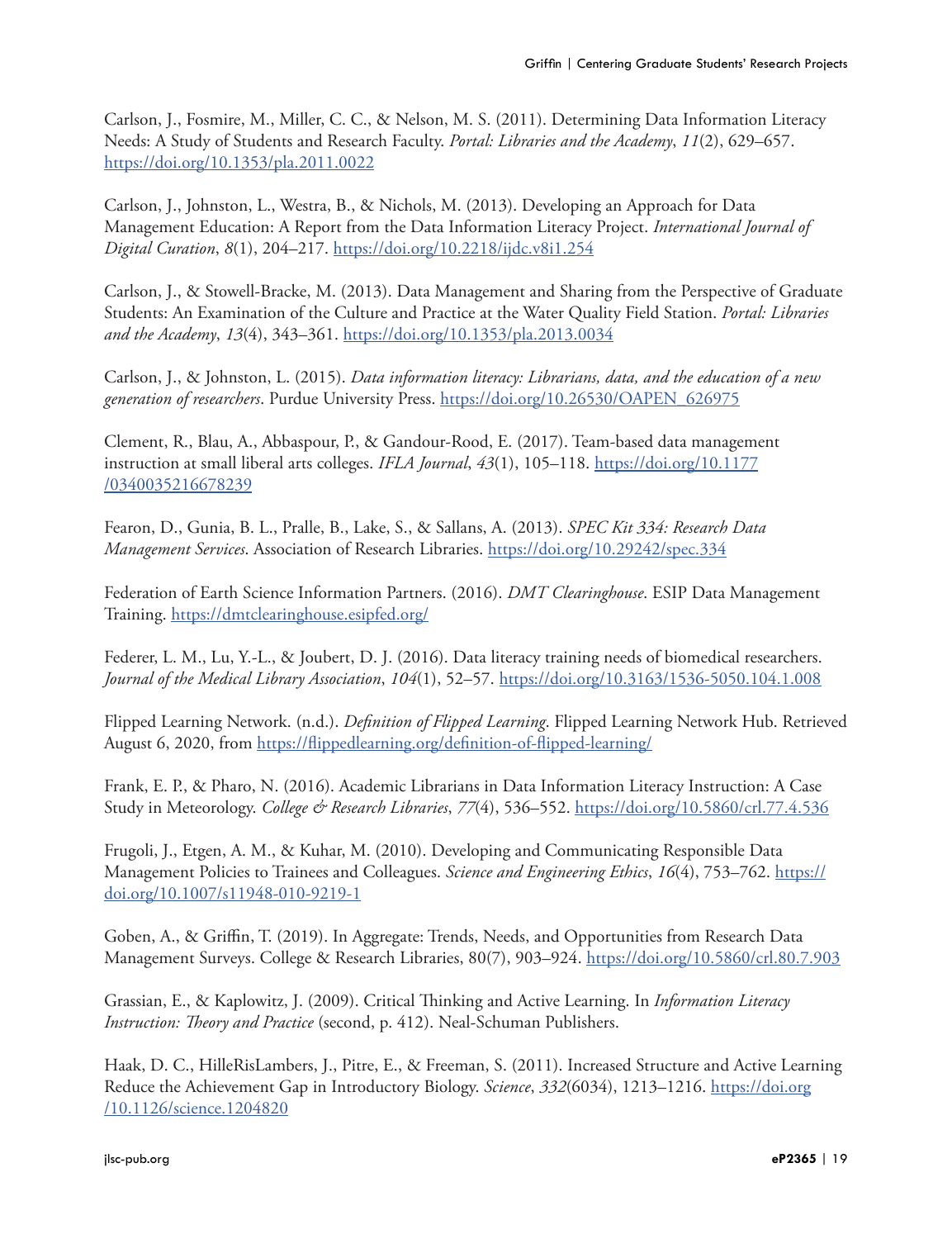Carlson, J., Fosmire, M., Miller, C. C., & Nelson, M. S. (2011). Determining Data Information Literacy Needs: A Study of Students and Research Faculty. *Portal: Libraries and the Academy*, *11*(2), 629–657. https://doi.org/10.1353/pla.2011.0022

Carlson, J., Johnston, L., Westra, B., & Nichols, M. (2013). Developing an Approach for Data Management Education: A Report from the Data Information Literacy Project. *International Journal of Digital Curation*, *8*(1), 204–217. https://doi.org/10.2218/ijdc.v8i1.254

Carlson, J., & Stowell-Bracke, M. (2013). Data Management and Sharing from the Perspective of Graduate Students: An Examination of the Culture and Practice at the Water Quality Field Station. *Portal: Libraries and the Academy*, *13*(4), 343–361. https://doi.org/10.1353/pla.2013.0034

Carlson, J., & Johnston, L. (2015). *Data information literacy: Librarians, data, and the education of a new generation of researchers*. Purdue University Press. https://doi.org/10.26530/OAPEN_626975

Clement, R., Blau, A., Abbaspour, P., & Gandour-Rood, E. (2017). Team-based data management instruction at small liberal arts colleges. *IFLA Journal*, *43*(1), 105–118. https://doi.org/10.1177/0340035216678239

Fearon, D., Gunia, B. L., Pralle, B., Lake, S., & Sallans, A. (2013). *SPEC Kit 334: Research Data Management Services*. Association of Research Libraries. https://doi.org/10.29242/spec.334

Federation of Earth Science Information Partners. (2016). *DMT Clearinghouse*. ESIP Data Management Training. https://dmtclearinghouse.esipfed.org/

Federer, L. M., Lu, Y.-L., & Joubert, D. J. (2016). Data literacy training needs of biomedical researchers. *Journal of the Medical Library Association*, *104*(1), 52–57. https://doi.org/10.3163/1536-5050.104.1.008

Flipped Learning Network. (n.d.). *Definition of Flipped Learning*. Flipped Learning Network Hub. Retrieved August 6, 2020, from https://flippedlearning.org/definition-of-flipped-learning/

Frank, E. P., & Pharo, N. (2016). Academic Librarians in Data Information Literacy Instruction: A Case Study in Meteorology. *College & Research Libraries*, *77*(4), 536–552. https://doi.org/10.5860/crl.77.4.536

Frugoli, J., Etgen, A. M., & Kuhar, M. (2010). Developing and Communicating Responsible Data Management Policies to Trainees and Colleagues. *Science and Engineering Ethics*, *16*(4), 753–762. https://doi.org/10.1007/s11948-010-9219-1

Goben, A., & Griffin, T. (2019). In Aggregate: Trends, Needs, and Opportunities from Research Data Management Surveys. College & Research Libraries, 80(7), 903–924. https://doi.org/10.5860/crl.80.7.903

Grassian, E., & Kaplowitz, J. (2009). Critical Thinking and Active Learning. In *Information Literacy Instruction: Theory and Practice* (second, p. 412). Neal-Schuman Publishers.

Haak, D. C., HilleRisLambers, J., Pitre, E., & Freeman, S. (2011). Increased Structure and Active Learning Reduce the Achievement Gap in Introductory Biology. *Science*, *332*(6034), 1213–1216. https://doi.org/10.1126/science.1204820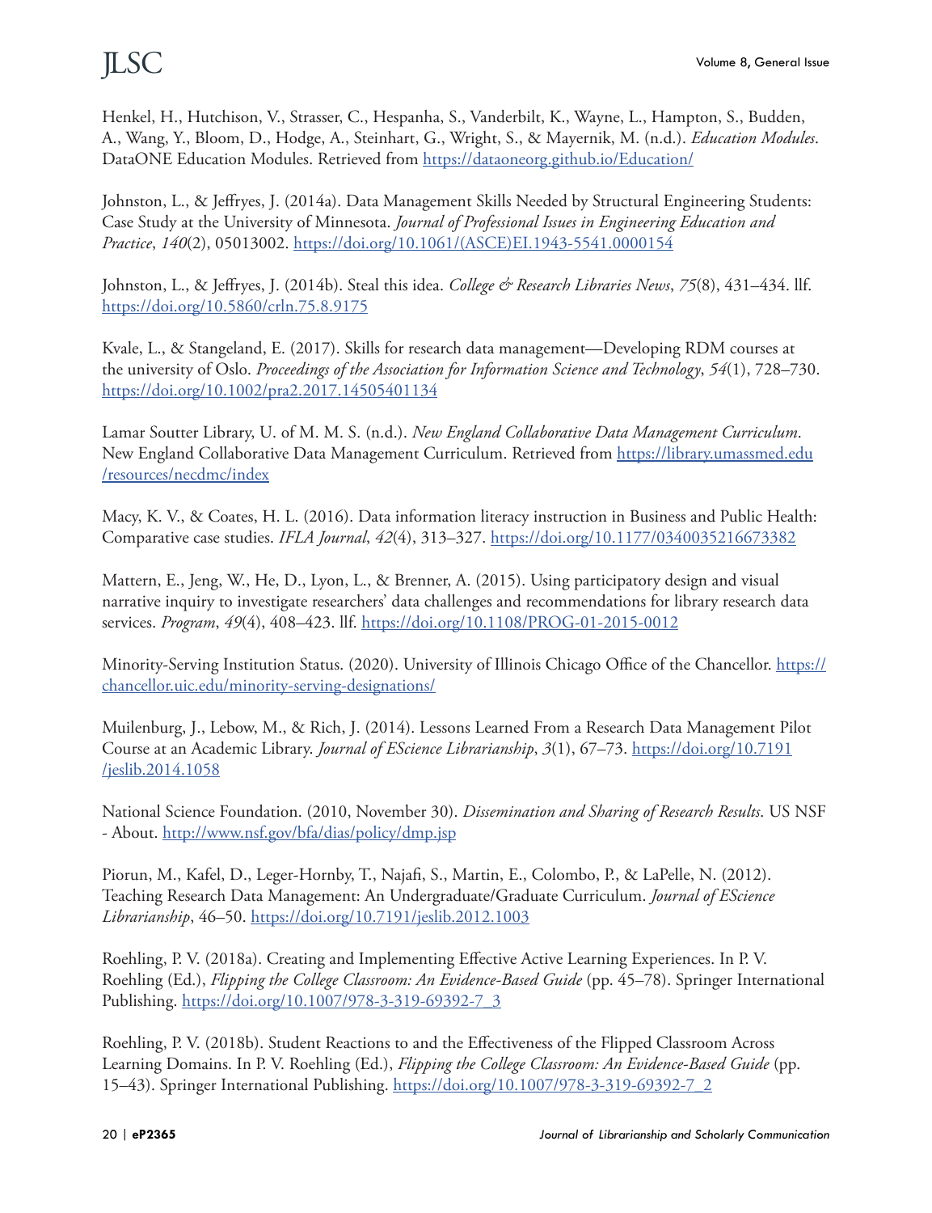Henkel, H., Hutchison, V., Strasser, C., Hespanha, S., Vanderbilt, K., Wayne, L., Hampton, S., Budden, A., Wang, Y., Bloom, D., Hodge, A., Steinhart, G., Wright, S., & Mayernik, M. (n.d.). *Education Modules*. DataONE Education Modules. Retrieved from https://dataoneorg.github.io/Education/

Johnston, L., & Jeffryes, J. (2014a). Data Management Skills Needed by Structural Engineering Students: Case Study at the University of Minnesota. *Journal of Professional Issues in Engineering Education and Practice*, *140*(2), 05013002. https://doi.org/10.1061/(ASCE)EI.1943-5541.0000154

Johnston, L., & Jeffryes, J. (2014b). Steal this idea. *College & Research Libraries News*, *75*(8), 431–434. llf. https://doi.org/10.5860/crln.75.8.9175

Kvale, L., & Stangeland, E. (2017). Skills for research data management—Developing RDM courses at the university of Oslo. *Proceedings of the Association for Information Science and Technology*, *54*(1), 728–730. https://doi.org/10.1002/pra2.2017.14505401134

Lamar Soutter Library, U. of M. M. S. (n.d.). *New England Collaborative Data Management Curriculum*. New England Collaborative Data Management Curriculum. Retrieved from https://library.umassmed.edu/resources/necdmc/index

Macy, K. V., & Coates, H. L. (2016). Data information literacy instruction in Business and Public Health: Comparative case studies. *IFLA Journal*, *42*(4), 313–327. https://doi.org/10.1177/0340035216673382

Mattern, E., Jeng, W., He, D., Lyon, L., & Brenner, A. (2015). Using participatory design and visual narrative inquiry to investigate researchers' data challenges and recommendations for library research data services. *Program*, *49*(4), 408–423. llf. https://doi.org/10.1108/PROG-01-2015-0012

Minority-Serving Institution Status. (2020). University of Illinois Chicago Office of the Chancellor. https://chancellor.uic.edu/minority-serving-designations/

Muilenburg, J., Lebow, M., & Rich, J. (2014). Lessons Learned From a Research Data Management Pilot Course at an Academic Library. *Journal of EScience Librarianship*, *3*(1), 67–73. https://doi.org/10.7191/jeslib.2014.1058

National Science Foundation. (2010, November 30). *Dissemination and Sharing of Research Results*. US NSF - About. http://www.nsf.gov/bfa/dias/policy/dmp.jsp

Piorun, M., Kafel, D., Leger-Hornby, T., Najafi, S., Martin, E., Colombo, P., & LaPelle, N. (2012). Teaching Research Data Management: An Undergraduate/Graduate Curriculum. *Journal of EScience Librarianship*, 46–50. https://doi.org/10.7191/jeslib.2012.1003

Roehling, P. V. (2018a). Creating and Implementing Effective Active Learning Experiences. In P. V. Roehling (Ed.), *Flipping the College Classroom: An Evidence-Based Guide* (pp. 45–78). Springer International Publishing. https://doi.org/10.1007/978-3-319-69392-7_3

Roehling, P. V. (2018b). Student Reactions to and the Effectiveness of the Flipped Classroom Across Learning Domains. In P. V. Roehling (Ed.), *Flipping the College Classroom: An Evidence-Based Guide* (pp. 15–43). Springer International Publishing. https://doi.org/10.1007/978-3-319-69392-7_2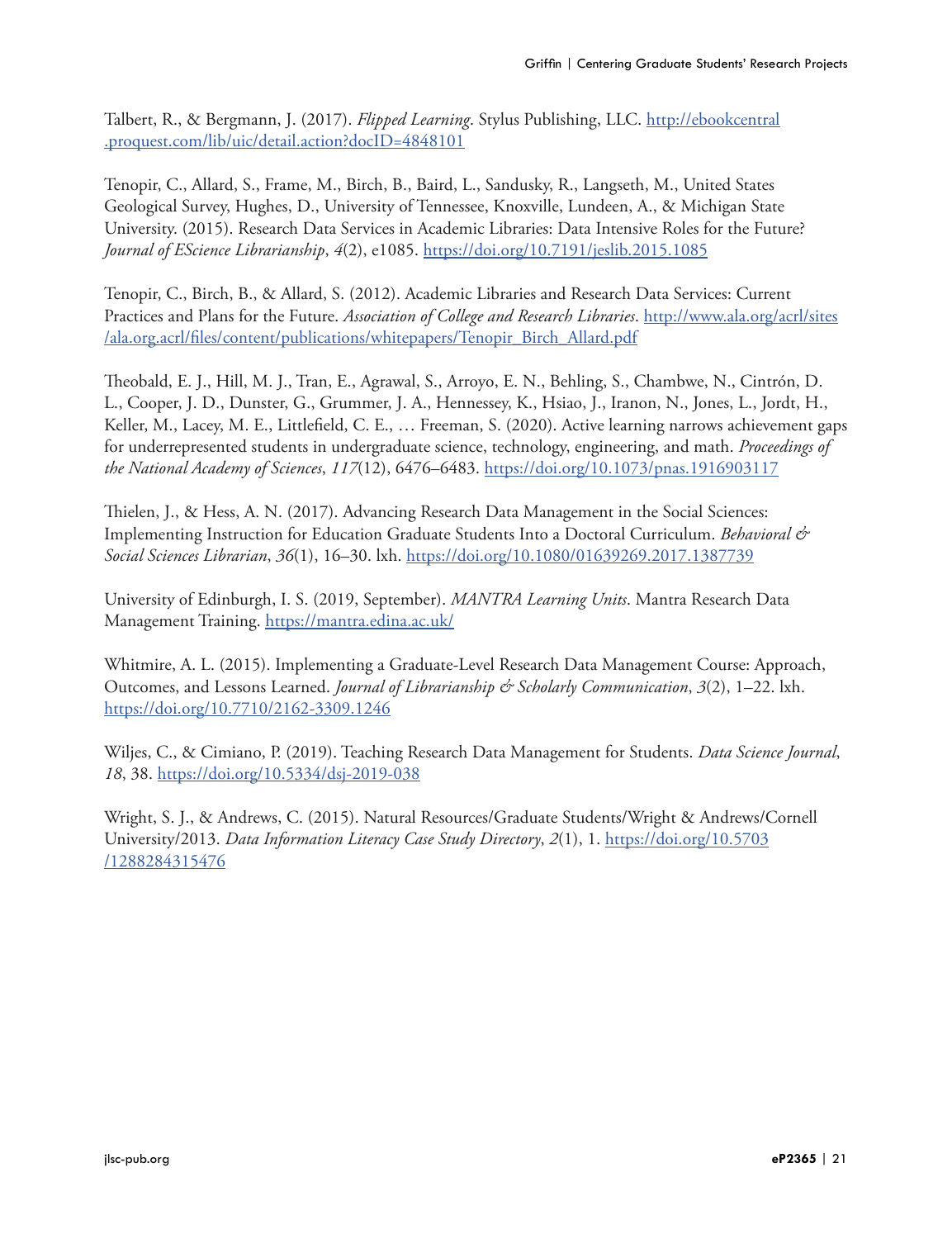Talbert, R., & Bergmann, J. (2017). *Flipped Learning*. Stylus Publishing, LLC. http://ebookcentral.proquest.com/lib/uic/detail.action?docID=4848101

Tenopir, C., Allard, S., Frame, M., Birch, B., Baird, L., Sandusky, R., Langseth, M., United States Geological Survey, Hughes, D., University of Tennessee, Knoxville, Lundeen, A., & Michigan State University. (2015). Research Data Services in Academic Libraries: Data Intensive Roles for the Future? *Journal of EScience Librarianship*, *4*(2), e1085. https://doi.org/10.7191/jeslib.2015.1085

Tenopir, C., Birch, B., & Allard, S. (2012). Academic Libraries and Research Data Services: Current Practices and Plans for the Future. *Association of College and Research Libraries*. http://www.ala.org/acrl/sites/ala.org.acrl/files/content/publications/whitepapers/Tenopir_Birch_Allard.pdf

Theobald, E. J., Hill, M. J., Tran, E., Agrawal, S., Arroyo, E. N., Behling, S., Chambwe, N., Cintrón, D. L., Cooper, J. D., Dunster, G., Grummer, J. A., Hennessey, K., Hsiao, J., Iranon, N., Jones, L., Jordt, H., Keller, M., Lacey, M. E., Littlefield, C. E., … Freeman, S. (2020). Active learning narrows achievement gaps for underrepresented students in undergraduate science, technology, engineering, and math. *Proceedings of the National Academy of Sciences*, *117*(12), 6476–6483. https://doi.org/10.1073/pnas.1916903117

Thielen, J., & Hess, A. N. (2017). Advancing Research Data Management in the Social Sciences: Implementing Instruction for Education Graduate Students Into a Doctoral Curriculum. *Behavioral & Social Sciences Librarian*, *36*(1), 16–30. lxh. https://doi.org/10.1080/01639269.2017.1387739

University of Edinburgh, I. S. (2019, September). *MANTRA Learning Units*. Mantra Research Data Management Training. https://mantra.edina.ac.uk/

Whitmire, A. L. (2015). Implementing a Graduate-Level Research Data Management Course: Approach, Outcomes, and Lessons Learned. *Journal of Librarianship & Scholarly Communication*, *3*(2), 1–22. lxh. https://doi.org/10.7710/2162-3309.1246

Wiljes, C., & Cimiano, P. (2019). Teaching Research Data Management for Students. *Data Science Journal*, *18*, 38. https://doi.org/10.5334/dsj-2019-038

Wright, S. J., & Andrews, C. (2015). Natural Resources/Graduate Students/Wright & Andrews/Cornell University/2013. *Data Information Literacy Case Study Directory*, *2*(1), 1. https://doi.org/10.5703/1288284315476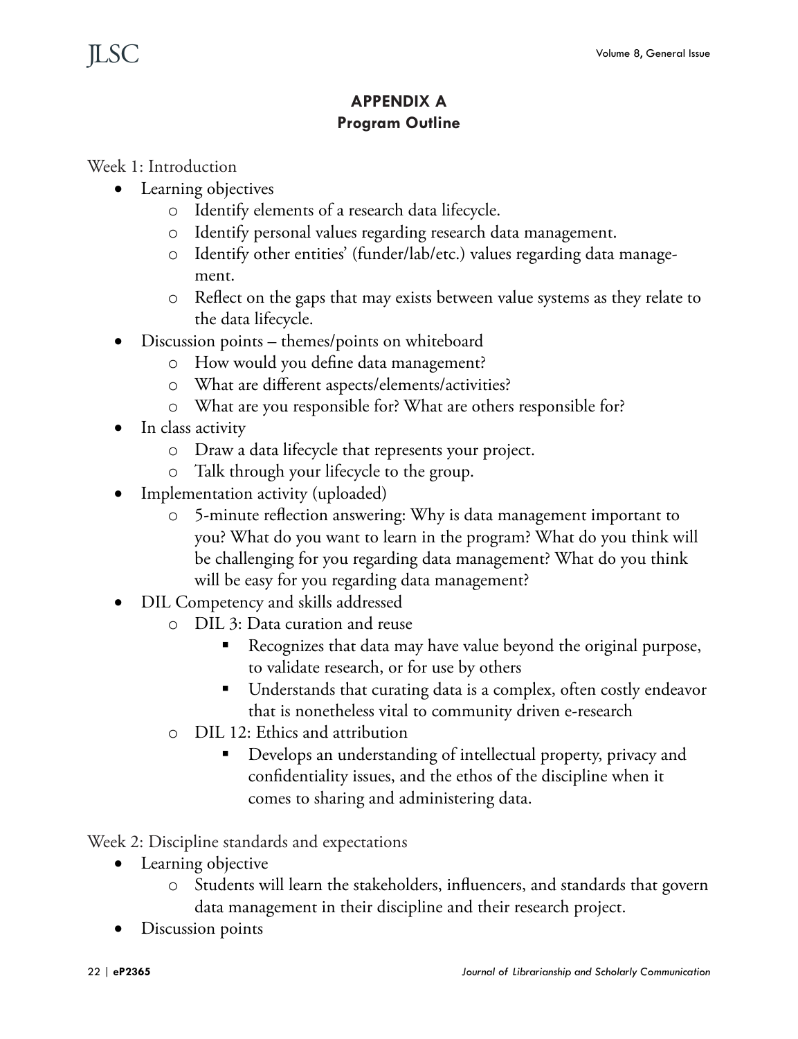## APPENDIX A
### Program Outline

Week 1: Introduction

- Learning objectives
    - Identify elements of a research data lifecycle.
    - Identify personal values regarding research data management.
    - Identify other entities' (funder/lab/etc.) values regarding data management.
    - Reflect on the gaps that may exists between value systems as they relate to the data lifecycle.
- Discussion points – themes/points on whiteboard
    - How would you define data management?
    - What are different aspects/elements/activities?
    - What are you responsible for? What are others responsible for?
- In class activity
    - Draw a data lifecycle that represents your project.
    - Talk through your lifecycle to the group.
- Implementation activity (uploaded)
    - 5-minute reflection answering: Why is data management important to you? What do you want to learn in the program? What do you think will be challenging for you regarding data management? What do you think will be easy for you regarding data management?
- DIL Competency and skills addressed
    - DIL 3: Data curation and reuse
        - Recognizes that data may have value beyond the original purpose, to validate research, or for use by others
        - Understands that curating data is a complex, often costly endeavor that is nonetheless vital to community driven e-research
    - DIL 12: Ethics and attribution
        - Develops an understanding of intellectual property, privacy and confidentiality issues, and the ethos of the discipline when it comes to sharing and administering data.

Week 2: Discipline standards and expectations

- Learning objective
    - Students will learn the stakeholders, influencers, and standards that govern data management in their discipline and their research project.
- Discussion points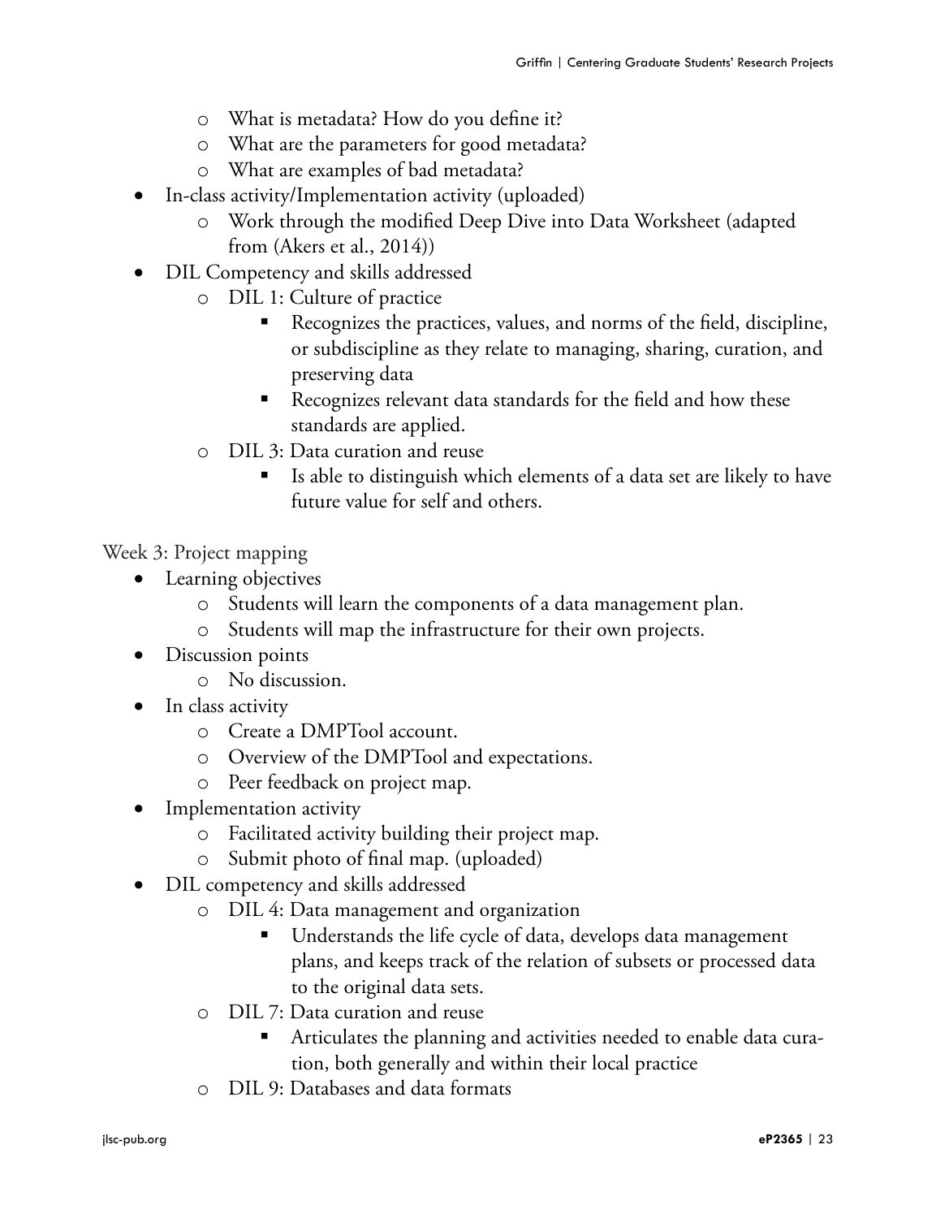- What is metadata? How do you define it?
  - What are the parameters for good metadata?
  - What are examples of bad metadata?
- In-class activity/Implementation activity (uploaded)
  - Work through the modified Deep Dive into Data Worksheet (adapted from (Akers et al., 2014))
- DIL Competency and skills addressed
  - DIL 1: Culture of practice
    - Recognizes the practices, values, and norms of the field, discipline, or subdiscipline as they relate to managing, sharing, curation, and preserving data
    - Recognizes relevant data standards for the field and how these standards are applied.
  - DIL 3: Data curation and reuse
    - Is able to distinguish which elements of a data set are likely to have future value for self and others.

Week 3: Project mapping

- Learning objectives
  - Students will learn the components of a data management plan.
  - Students will map the infrastructure for their own projects.
- Discussion points
  - No discussion.
- In class activity
  - Create a DMPTool account.
  - Overview of the DMPTool and expectations.
  - Peer feedback on project map.
- Implementation activity
  - Facilitated activity building their project map.
  - Submit photo of final map. (uploaded)
- DIL competency and skills addressed
  - DIL 4: Data management and organization
    - Understands the life cycle of data, develops data management plans, and keeps track of the relation of subsets or processed data to the original data sets.
  - DIL 7: Data curation and reuse
    - Articulates the planning and activities needed to enable data curation, both generally and within their local practice
  - DIL 9: Databases and data formats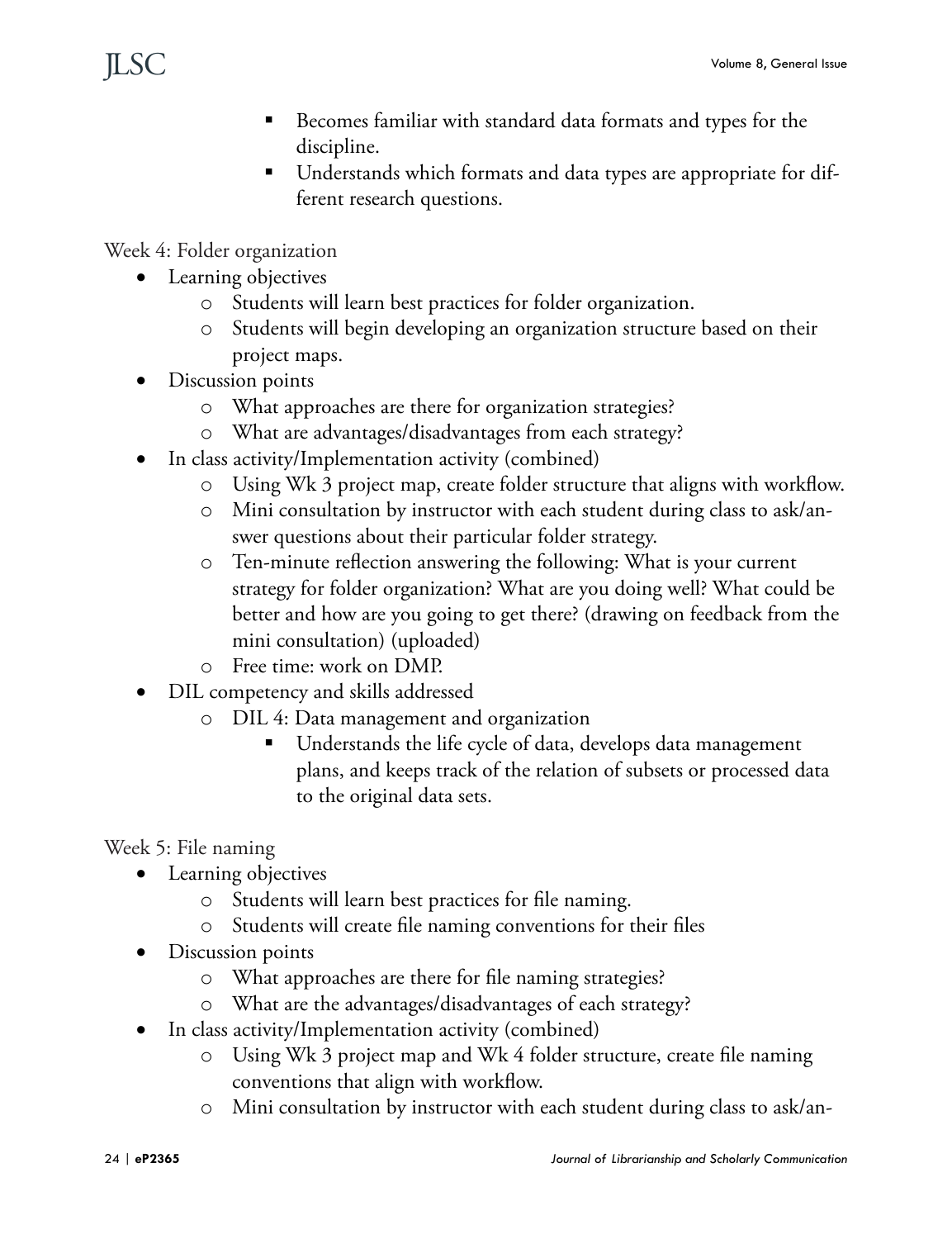- Becomes familiar with standard data formats and types for the discipline.
        - Understands which formats and data types are appropriate for different research questions.

Week 4: Folder organization

- Learning objectives
    - Students will learn best practices for folder organization.
    - Students will begin developing an organization structure based on their project maps.
- Discussion points
    - What approaches are there for organization strategies?
    - What are advantages/disadvantages from each strategy?
- In class activity/Implementation activity (combined)
    - Using Wk 3 project map, create folder structure that aligns with workflow.
    - Mini consultation by instructor with each student during class to ask/answer questions about their particular folder strategy.
    - Ten-minute reflection answering the following: What is your current strategy for folder organization? What are you doing well? What could be better and how are you going to get there? (drawing on feedback from the mini consultation) (uploaded)
    - Free time: work on DMP.
- DIL competency and skills addressed
    - DIL 4: Data management and organization
        - Understands the life cycle of data, develops data management plans, and keeps track of the relation of subsets or processed data to the original data sets.

Week 5: File naming

- Learning objectives
    - Students will learn best practices for file naming.
    - Students will create file naming conventions for their files
- Discussion points
    - What approaches are there for file naming strategies?
    - What are the advantages/disadvantages of each strategy?
- In class activity/Implementation activity (combined)
    - Using Wk 3 project map and Wk 4 folder structure, create file naming conventions that align with workflow.
    - Mini consultation by instructor with each student during class to ask/an-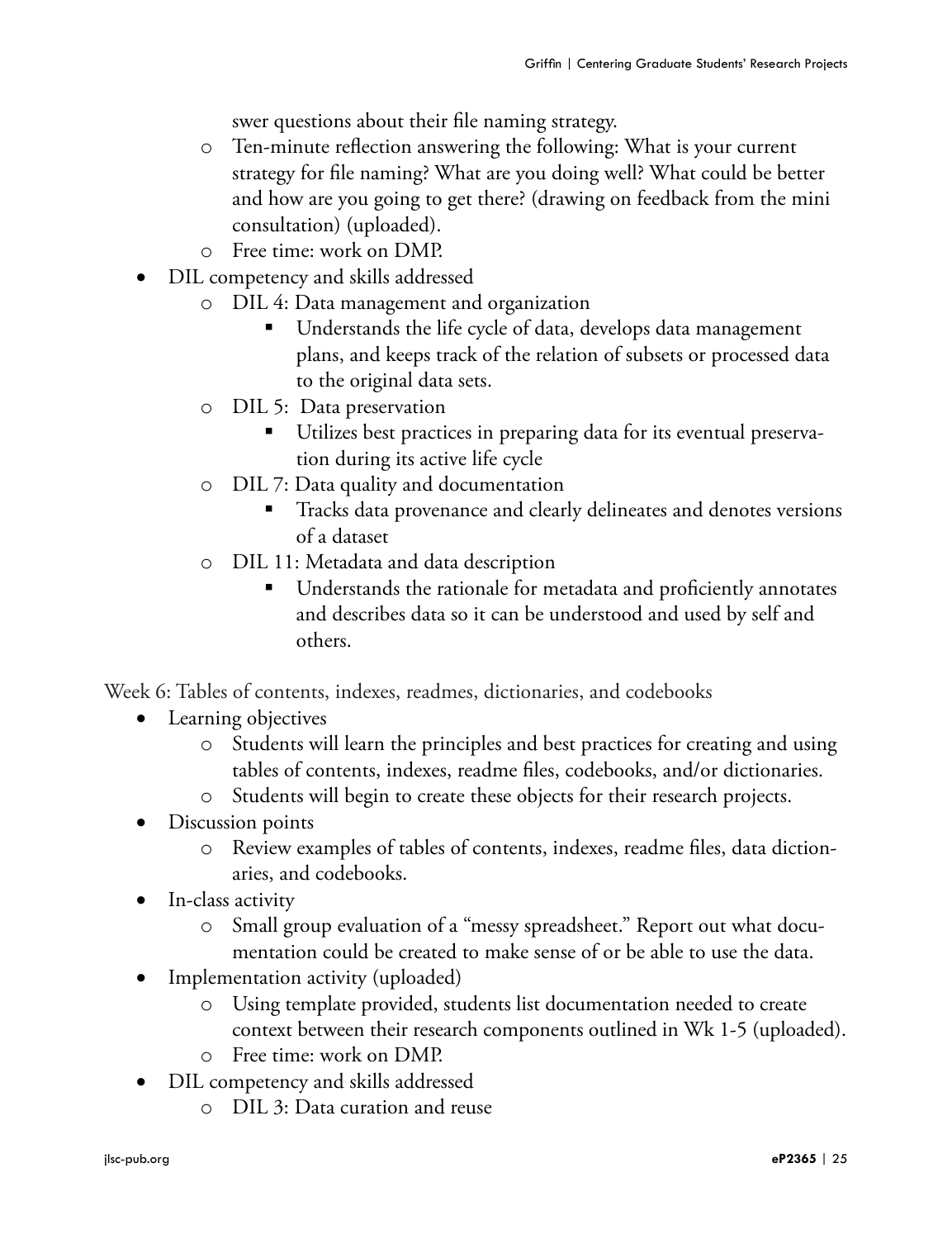swer questions about their file naming strategy.
    - Ten-minute reflection answering the following: What is your current strategy for file naming? What are you doing well? What could be better and how are you going to get there? (drawing on feedback from the mini consultation) (uploaded).
    - Free time: work on DMP.
- DIL competency and skills addressed
    - DIL 4: Data management and organization
        - Understands the life cycle of data, develops data management plans, and keeps track of the relation of subsets or processed data to the original data sets.
    - DIL 5: Data preservation
        - Utilizes best practices in preparing data for its eventual preservation during its active life cycle
    - DIL 7: Data quality and documentation
        - Tracks data provenance and clearly delineates and denotes versions of a dataset
    - DIL 11: Metadata and data description
        - Understands the rationale for metadata and proficiently annotates and describes data so it can be understood and used by self and others.

Week 6: Tables of contents, indexes, readmes, dictionaries, and codebooks

- Learning objectives
    - Students will learn the principles and best practices for creating and using tables of contents, indexes, readme files, codebooks, and/or dictionaries.
    - Students will begin to create these objects for their research projects.
- Discussion points
    - Review examples of tables of contents, indexes, readme files, data dictionaries, and codebooks.
- In-class activity
    - Small group evaluation of a "messy spreadsheet." Report out what documentation could be created to make sense of or be able to use the data.
- Implementation activity (uploaded)
    - Using template provided, students list documentation needed to create context between their research components outlined in Wk 1-5 (uploaded).
    - Free time: work on DMP.
- DIL competency and skills addressed
    - DIL 3: Data curation and reuse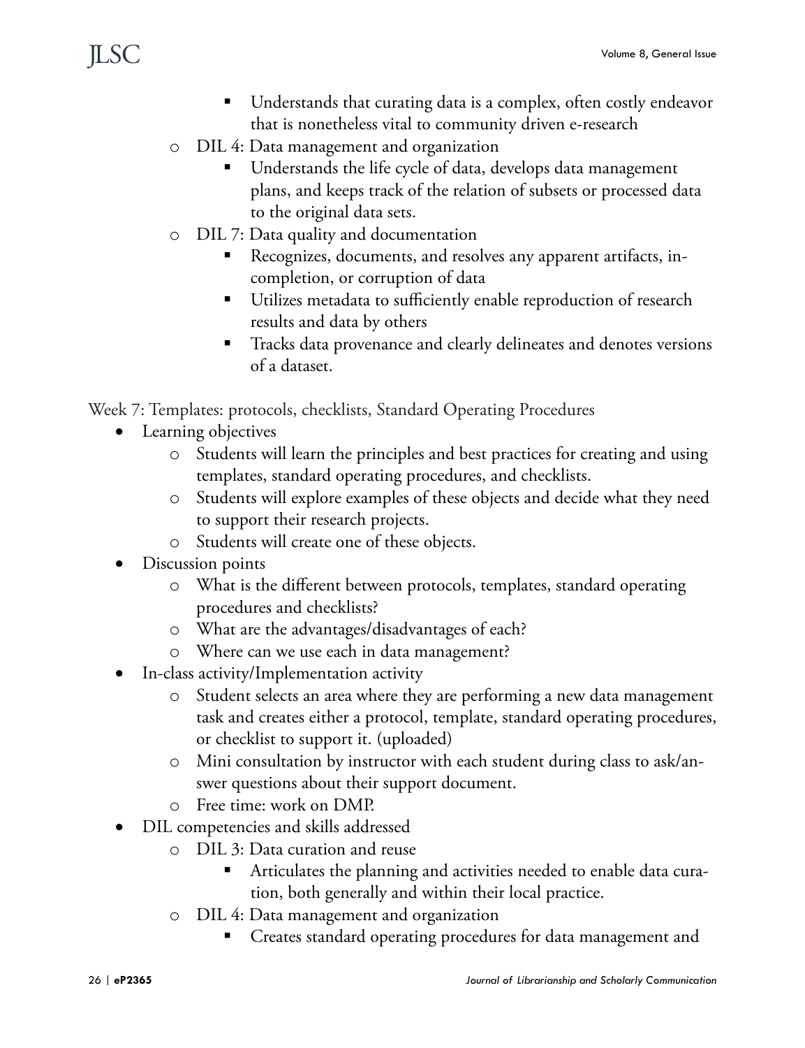- Understands that curating data is a complex, often costly endeavor that is nonetheless vital to community driven e-research
    - DIL 4: Data management and organization
        - Understands the life cycle of data, develops data management plans, and keeps track of the relation of subsets or processed data to the original data sets.
    - DIL 7: Data quality and documentation
        - Recognizes, documents, and resolves any apparent artifacts, incompletion, or corruption of data
        - Utilizes metadata to sufficiently enable reproduction of research results and data by others
        - Tracks data provenance and clearly delineates and denotes versions of a dataset.

Week 7: Templates: protocols, checklists, Standard Operating Procedures

- Learning objectives
    - Students will learn the principles and best practices for creating and using templates, standard operating procedures, and checklists.
    - Students will explore examples of these objects and decide what they need to support their research projects.
    - Students will create one of these objects.
- Discussion points
    - What is the different between protocols, templates, standard operating procedures and checklists?
    - What are the advantages/disadvantages of each?
    - Where can we use each in data management?
- In-class activity/Implementation activity
    - Student selects an area where they are performing a new data management task and creates either a protocol, template, standard operating procedures, or checklist to support it. (uploaded)
    - Mini consultation by instructor with each student during class to ask/answer questions about their support document.
    - Free time: work on DMP.
- DIL competencies and skills addressed
    - DIL 3: Data curation and reuse
        - Articulates the planning and activities needed to enable data curation, both generally and within their local practice.
    - DIL 4: Data management and organization
        - Creates standard operating procedures for data management and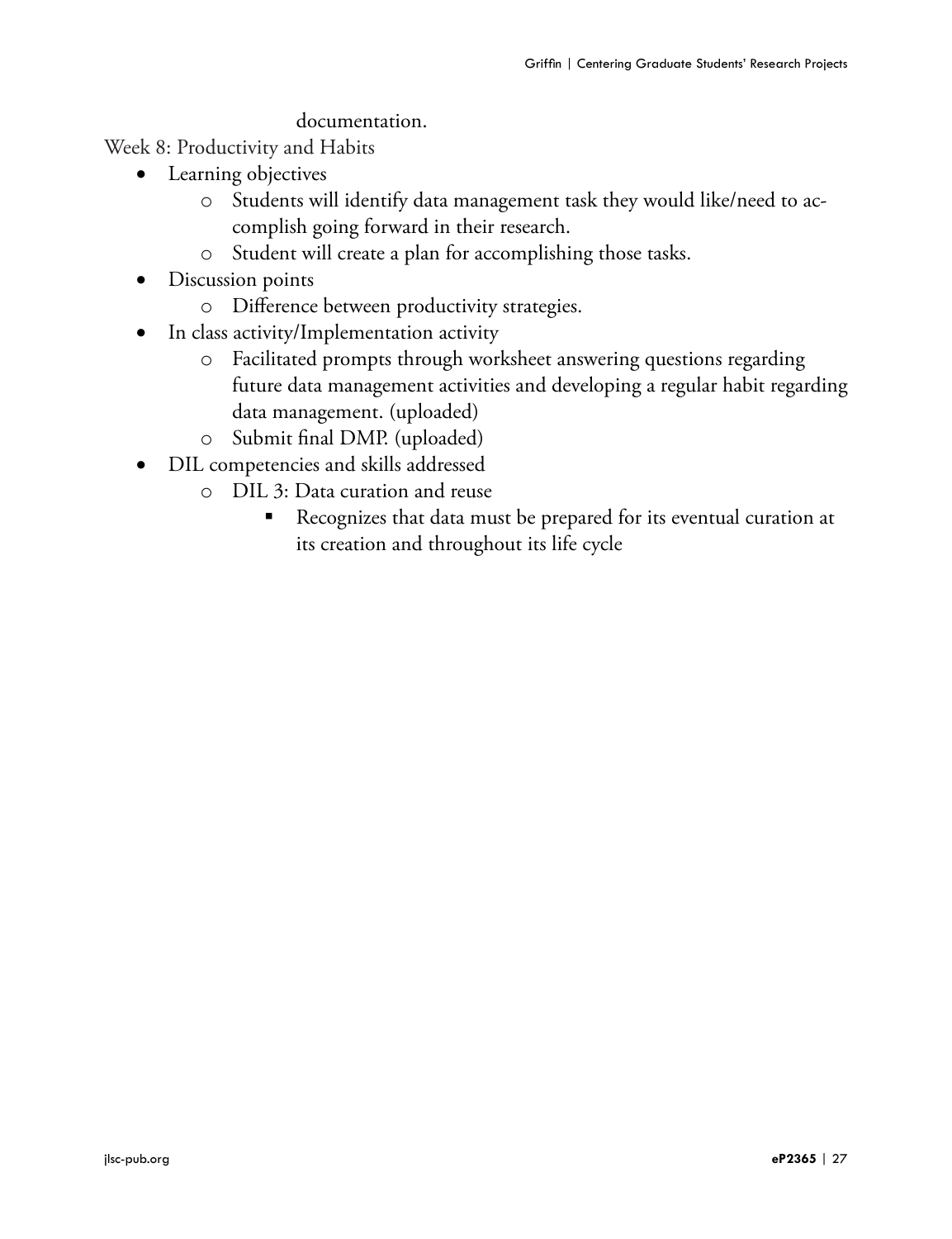documentation.

Week 8: Productivity and Habits

- Learning objectives
  - Students will identify data management task they would like/need to accomplish going forward in their research.
  - Student will create a plan for accomplishing those tasks.
- Discussion points
  - Difference between productivity strategies.
- In class activity/Implementation activity
  - Facilitated prompts through worksheet answering questions regarding future data management activities and developing a regular habit regarding data management. (uploaded)
  - Submit final DMP. (uploaded)
- DIL competencies and skills addressed
  - DIL 3: Data curation and reuse
    - Recognizes that data must be prepared for its eventual curation at its creation and throughout its life cycle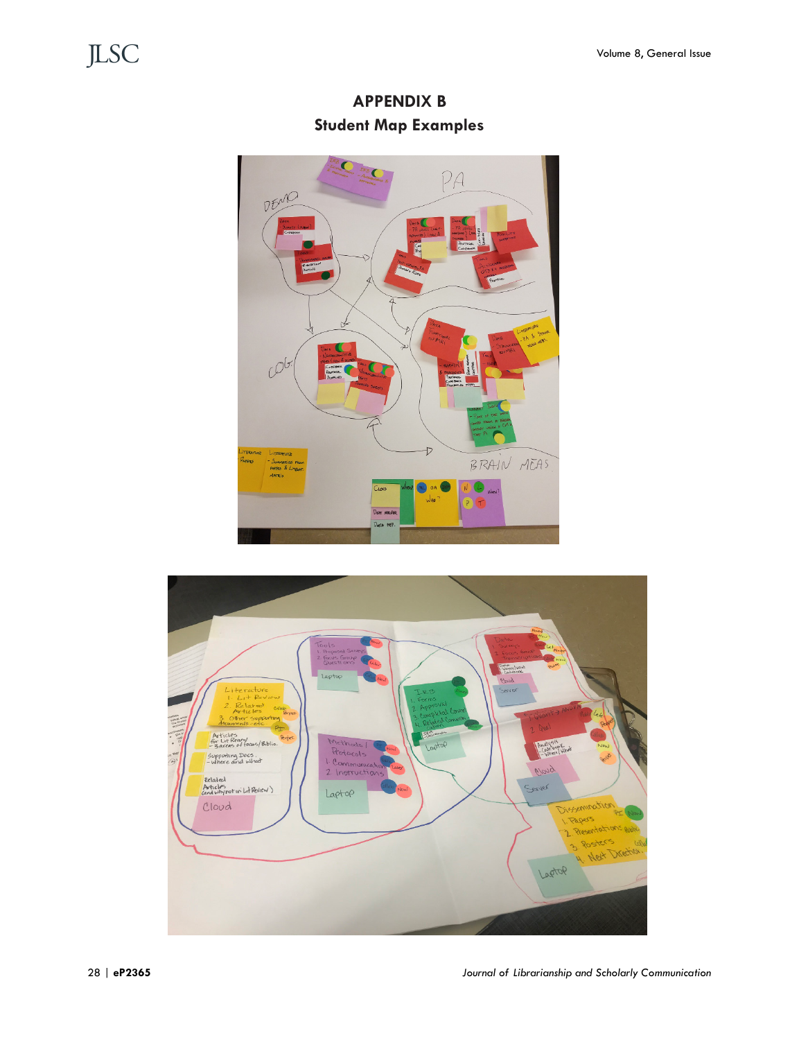## APPENDIX B
### Student Map Examples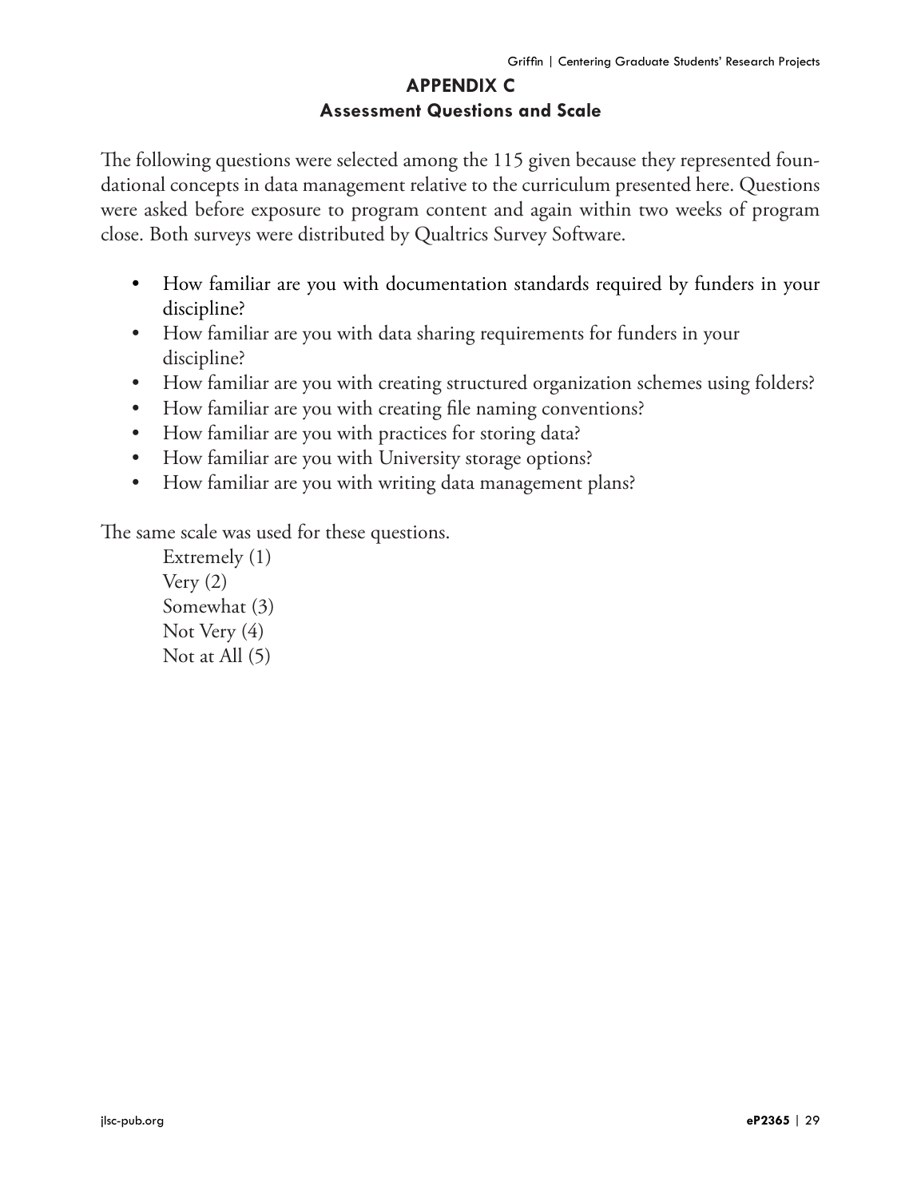## APPENDIX C

### Assessment Questions and Scale

The following questions were selected among the 115 given because they represented foundational concepts in data management relative to the curriculum presented here. Questions were asked before exposure to program content and again within two weeks of program close. Both surveys were distributed by Qualtrics Survey Software.

- How familiar are you with documentation standards required by funders in your discipline?
- How familiar are you with data sharing requirements for funders in your discipline?
- How familiar are you with creating structured organization schemes using folders?
- How familiar are you with creating file naming conventions?
- How familiar are you with practices for storing data?
- How familiar are you with University storage options?
- How familiar are you with writing data management plans?

The same scale was used for these questions.

Extremely (1)
Very (2)
Somewhat (3)
Not Very (4)
Not at All (5)